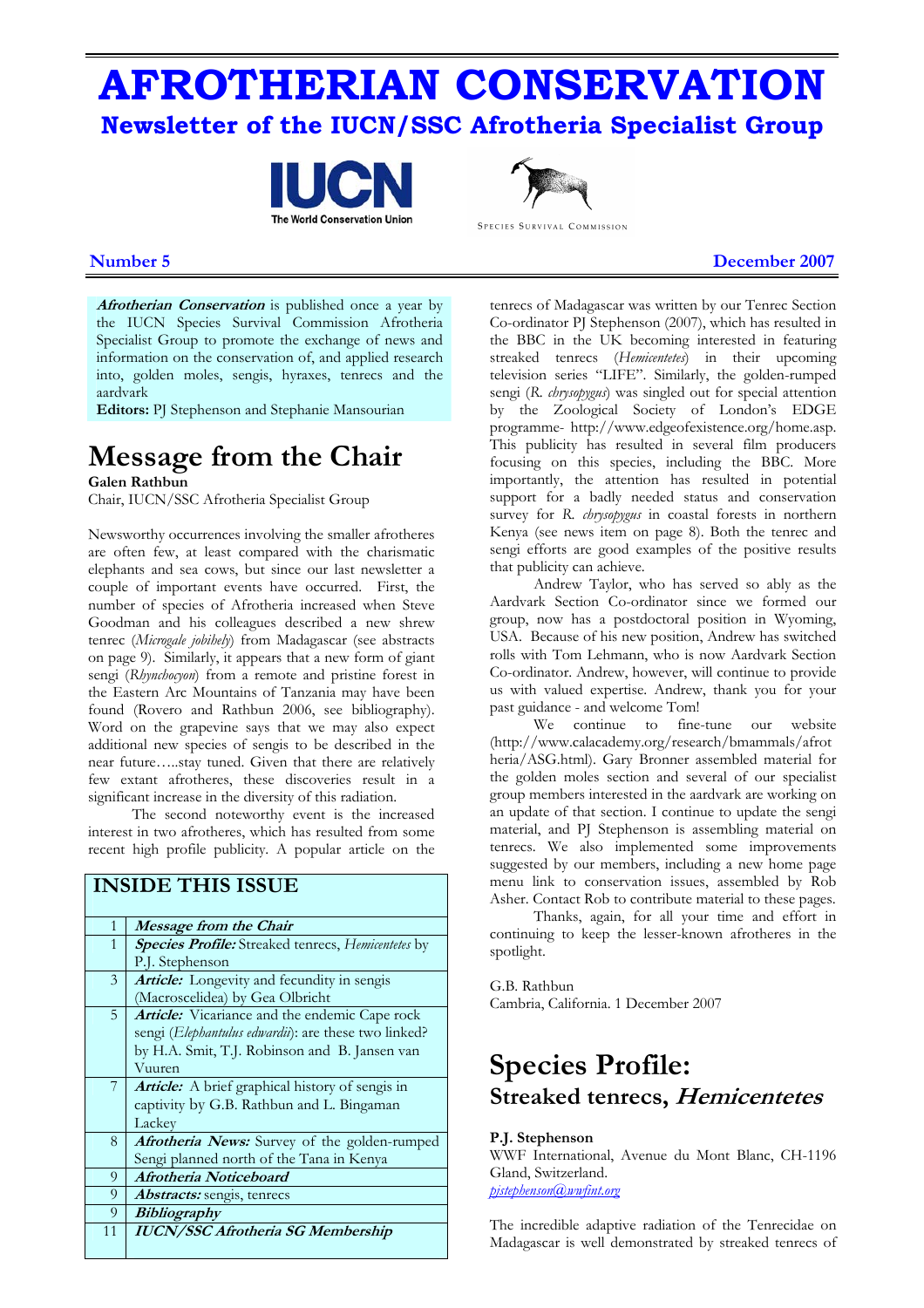# AFROTHERIAN CONSERVATION

## Newsletter of the IUCN/SSC Afrotheria Specialist Group

**Number 5** **December 2007**

***Afrotherian Conservation*** is published once a year by the IUCN Species Survival Commission Afrotheria Specialist Group to promote the exchange of news and information on the conservation of, and applied research into, golden moles, sengis, hyraxes, tenrecs and the aardvark

**Editors:** PJ Stephenson and Stephanie Mansourian

# Message from the Chair

**Galen Rathbun**

Chair, IUCN/SSC Afrotheria Specialist Group

Newsworthy occurrences involving the smaller afrotheres are often few, at least compared with the charismatic elephants and sea cows, but since our last newsletter a couple of important events have occurred. First, the number of species of Afrotheria increased when Steve Goodman and his colleagues described a new shrew tenrec (*Microgale jobihely*) from Madagascar (see abstracts on page 9). Similarly, it appears that a new form of giant sengi (*Rhynchocyon*) from a remote and pristine forest in the Eastern Arc Mountains of Tanzania may have been found (Rovero and Rathbun 2006, see bibliography). Word on the grapevine says that we may also expect additional new species of sengis to be described in the near future…..stay tuned. Given that there are relatively few extant afrotheres, these discoveries result in a significant increase in the diversity of this radiation.

The second noteworthy event is the increased interest in two afrotheres, which has resulted from some recent high profile publicity. A popular article on the tenrecs of Madagascar was written by our Tenrec Section Co-ordinator PJ Stephenson (2007), which has resulted in the BBC in the UK becoming interested in featuring streaked tenrecs (*Hemicentetes*) in their upcoming television series "LIFE". Similarly, the golden-rumped sengi (*R. chrysopygus*) was singled out for special attention by the Zoological Society of London's EDGE programme- http://www.edgeofexistence.org/home.asp. This publicity has resulted in several film producers focusing on this species, including the BBC. More importantly, the attention has resulted in potential support for a badly needed status and conservation survey for *R. chrysopygus* in coastal forests in northern Kenya (see news item on page 8). Both the tenrec and sengi efforts are good examples of the positive results that publicity can achieve.

Andrew Taylor, who has served so ably as the Aardvark Section Co-ordinator since we formed our group, now has a postdoctoral position in Wyoming, USA. Because of his new position, Andrew has switched rolls with Tom Lehmann, who is now Aardvark Section Co-ordinator. Andrew, however, will continue to provide us with valued expertise. Andrew, thank you for your past guidance - and welcome Tom!

We continue to fine-tune our website (http://www.calacademy.org/research/bmammals/afrotheria/ASG.html). Gary Bronner assembled material for the golden moles section and several of our specialist group members interested in the aardvark are working on an update of that section. I continue to update the sengi material, and PJ Stephenson is assembling material on tenrecs. We also implemented some improvements suggested by our members, including a new home page menu link to conservation issues, assembled by Rob Asher. Contact Rob to contribute material to these pages.

Thanks, again, for all your time and effort in continuing to keep the lesser-known afrotheres in the spotlight.

G.B. Rathbun
Cambria, California. 1 December 2007

| INSIDE THIS ISSUE | |
|---|---|
| 1 | ***Message from the Chair*** |
| 1 | ***Species Profile:*** Streaked tenrecs, *Hemicentetes* by P.J. Stephenson |
| 3 | ***Article:*** Longevity and fecundity in sengis (Macroscelidea) by Gea Olbricht |
| 5 | ***Article:*** Vicariance and the endemic Cape rock sengi (*Elephantulus edwardii*): are these two linked? by H.A. Smit, T.J. Robinson and B. Jansen van Vuuren |
| 7 | ***Article:*** A brief graphical history of sengis in captivity by G.B. Rathbun and L. Bingaman Lackey |
| 8 | ***Afrotheria News:*** Survey of the golden-rumped Sengi planned north of the Tana in Kenya |
| 9 | ***Afrotheria Noticeboard*** |
| 9 | ***Abstracts:*** sengis, tenrecs |
| 9 | ***Bibliography*** |
| 11 | ***IUCN/SSC Afrotheria SG Membership*** |

# Species Profile:

## Streaked tenrecs, *Hemicentetes*

**P.J. Stephenson**

WWF International, Avenue du Mont Blanc, CH-1196 Gland, Switzerland.

pjstephenson@wwfint.org

The incredible adaptive radiation of the Tenrecidae on Madagascar is well demonstrated by streaked tenrecs of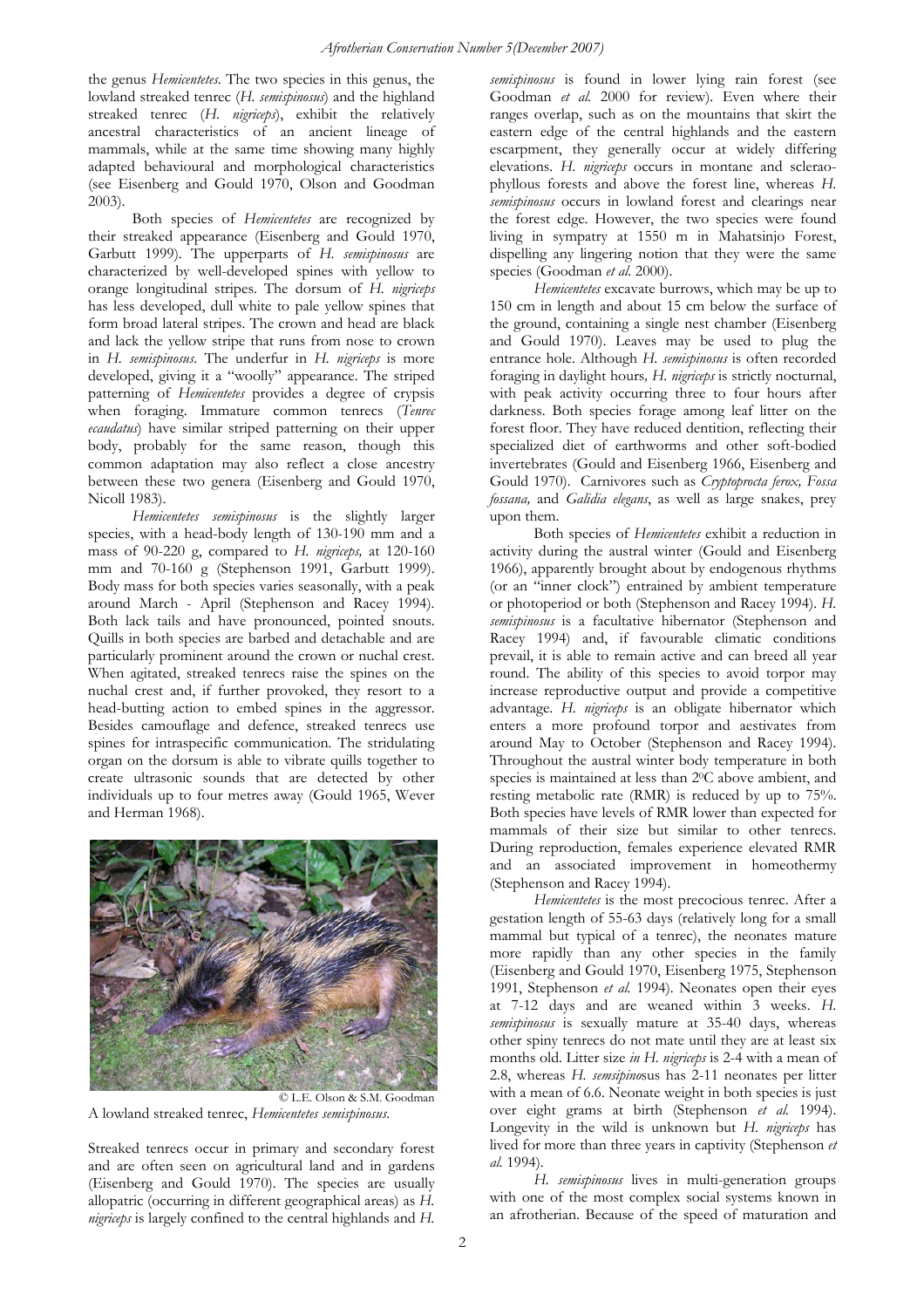the genus *Hemicentetes*. The two species in this genus, the lowland streaked tenrec (*H. semispinosus*) and the highland streaked tenrec (*H. nigriceps*), exhibit the relatively ancestral characteristics of an ancient lineage of mammals, while at the same time showing many highly adapted behavioural and morphological characteristics (see Eisenberg and Gould 1970, Olson and Goodman 2003).

Both species of *Hemicentetes* are recognized by their streaked appearance (Eisenberg and Gould 1970, Garbutt 1999). The upperparts of *H. semispinosus* are characterized by well-developed spines with yellow to orange longitudinal stripes. The dorsum of *H. nigriceps* has less developed, dull white to pale yellow spines that form broad lateral stripes. The crown and head are black and lack the yellow stripe that runs from nose to crown in *H. semispinosus*. The underfur in *H. nigriceps* is more developed, giving it a "woolly" appearance. The striped patterning of *Hemicentetes* provides a degree of crypsis when foraging. Immature common tenrecs (*Tenrec ecaudatus*) have similar striped patterning on their upper body, probably for the same reason, though this common adaptation may also reflect a close ancestry between these two genera (Eisenberg and Gould 1970, Nicoll 1983).

*Hemicentetes semispinosus* is the slightly larger species, with a head-body length of 130-190 mm and a mass of 90-220 g, compared to *H. nigriceps,* at 120-160 mm and 70-160 g (Stephenson 1991, Garbutt 1999). Body mass for both species varies seasonally, with a peak around March - April (Stephenson and Racey 1994). Both lack tails and have pronounced, pointed snouts. Quills in both species are barbed and detachable and are particularly prominent around the crown or nuchal crest. When agitated, streaked tenrecs raise the spines on the nuchal crest and, if further provoked, they resort to a head-butting action to embed spines in the aggressor. Besides camouflage and defence, streaked tenrecs use spines for intraspecific communication. The stridulating organ on the dorsum is able to vibrate quills together to create ultrasonic sounds that are detected by other individuals up to four metres away (Gould 1965, Wever and Herman 1968).

© L.E. Olson & S.M. Goodman

A lowland streaked tenrec, *Hemicentetes semispinosus*.

Streaked tenrecs occur in primary and secondary forest and are often seen on agricultural land and in gardens (Eisenberg and Gould 1970). The species are usually allopatric (occurring in different geographical areas) as *H. nigriceps* is largely confined to the central highlands and *H. semispinosus* is found in lower lying rain forest (see Goodman *et al.* 2000 for review). Even where their ranges overlap, such as on the mountains that skirt the eastern edge of the central highlands and the eastern escarpment, they generally occur at widely differing elevations. *H. nigriceps* occurs in montane and sclerao-phyllous forests and above the forest line, whereas *H. semispinosus* occurs in lowland forest and clearings near the forest edge. However, the two species were found living in sympatry at 1550 m in Mahatsinjo Forest, dispelling any lingering notion that they were the same species (Goodman *et al.* 2000).

*Hemicentetes* excavate burrows, which may be up to 150 cm in length and about 15 cm below the surface of the ground, containing a single nest chamber (Eisenberg and Gould 1970). Leaves may be used to plug the entrance hole. Although *H. semispinosus* is often recorded foraging in daylight hours*, H. nigriceps* is strictly nocturnal, with peak activity occurring three to four hours after darkness. Both species forage among leaf litter on the forest floor. They have reduced dentition, reflecting their specialized diet of earthworms and other soft-bodied invertebrates (Gould and Eisenberg 1966, Eisenberg and Gould 1970). Carnivores such as *Cryptoprocta ferox, Fossa fossana,* and *Galidia elegans*, as well as large snakes, prey upon them.

Both species of *Hemicentetes* exhibit a reduction in activity during the austral winter (Gould and Eisenberg 1966), apparently brought about by endogenous rhythms (or an "inner clock") entrained by ambient temperature or photoperiod or both (Stephenson and Racey 1994). *H. semispinosus* is a facultative hibernator (Stephenson and Racey 1994) and, if favourable climatic conditions prevail, it is able to remain active and can breed all year round. The ability of this species to avoid torpor may increase reproductive output and provide a competitive advantage. *H. nigriceps* is an obligate hibernator which enters a more profound torpor and aestivates from around May to October (Stephenson and Racey 1994). Throughout the austral winter body temperature in both species is maintained at less than 2$^0$C above ambient, and resting metabolic rate (RMR) is reduced by up to 75%. Both species have levels of RMR lower than expected for mammals of their size but similar to other tenrecs. During reproduction, females experience elevated RMR and an associated improvement in homeothermy (Stephenson and Racey 1994).

*Hemicentetes* is the most precocious tenrec. After a gestation length of 55-63 days (relatively long for a small mammal but typical of a tenrec), the neonates mature more rapidly than any other species in the family (Eisenberg and Gould 1970, Eisenberg 1975, Stephenson 1991, Stephenson *et al.* 1994). Neonates open their eyes at 7-12 days and are weaned within 3 weeks. *H. semispinosus* is sexually mature at 35-40 days, whereas other spiny tenrecs do not mate until they are at least six months old. Litter size *in H. nigriceps* is 2-4 with a mean of 2.8, whereas *H. semsipino*sus has 2-11 neonates per litter with a mean of 6.6. Neonate weight in both species is just over eight grams at birth (Stephenson *et al.* 1994). Longevity in the wild is unknown but *H. nigriceps* has lived for more than three years in captivity (Stephenson *et al.* 1994).

*H. semispinosus* lives in multi-generation groups with one of the most complex social systems known in an afrotherian. Because of the speed of maturation and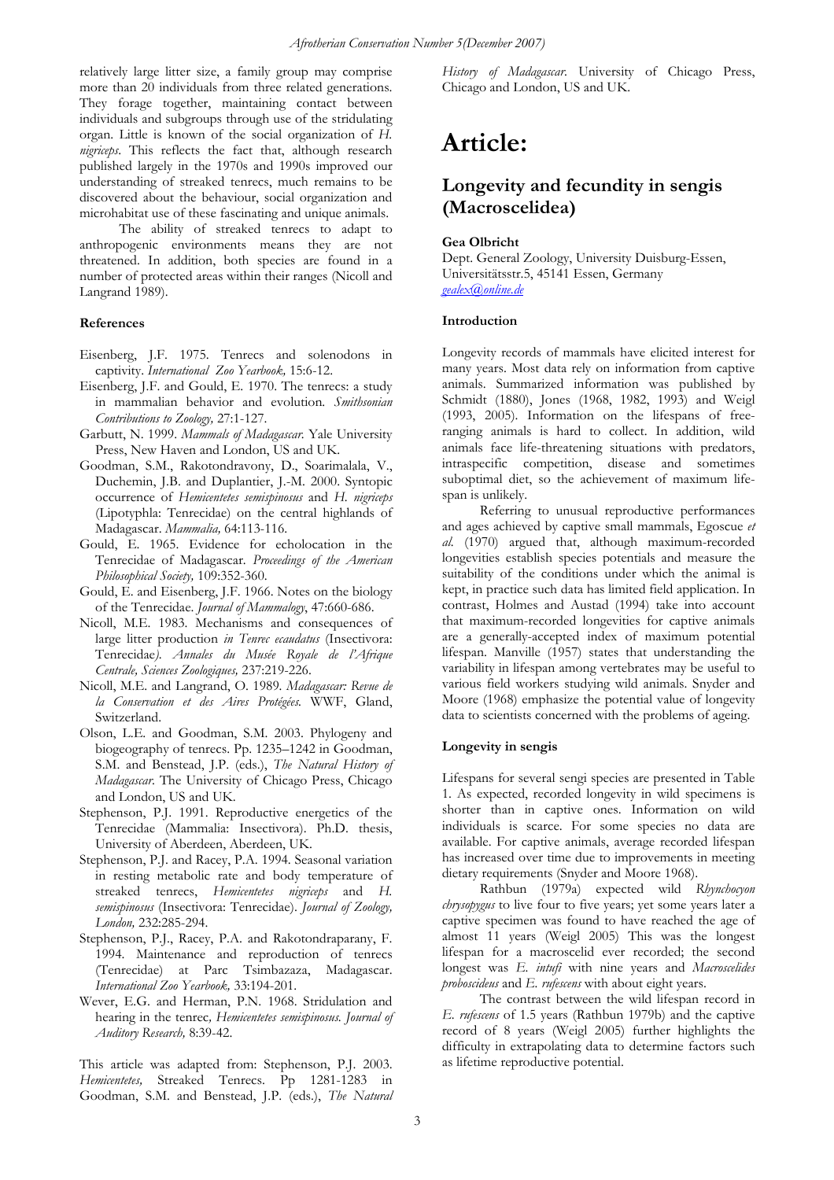relatively large litter size, a family group may comprise more than 20 individuals from three related generations. They forage together, maintaining contact between individuals and subgroups through use of the stridulating organ. Little is known of the social organization of *H. nigriceps*. This reflects the fact that, although research published largely in the 1970s and 1990s improved our understanding of streaked tenrecs, much remains to be discovered about the behaviour, social organization and microhabitat use of these fascinating and unique animals.

The ability of streaked tenrecs to adapt to anthropogenic environments means they are not threatened. In addition, both species are found in a number of protected areas within their ranges (Nicoll and Langrand 1989).

### References

Eisenberg, J.F. 1975. Tenrecs and solenodons in captivity. *International Zoo Yearbook,* 15:6-12.

Eisenberg, J.F. and Gould, E. 1970. The tenrecs: a study in mammalian behavior and evolution. *Smithsonian Contributions to Zoology,* 27:1-127.

Garbutt, N. 1999. *Mammals of Madagascar.* Yale University Press, New Haven and London, US and UK.

Goodman, S.M., Rakotondravony, D., Soarimalala, V., Duchemin, J.B. and Duplantier, J.-M. 2000. Syntopic occurrence of *Hemicentetes semispinosus* and *H. nigriceps* (Lipotyphla: Tenrecidae) on the central highlands of Madagascar. *Mammalia,* 64:113-116.

Gould, E. 1965. Evidence for echolocation in the Tenrecidae of Madagascar. *Proceedings of the American Philosophical Society,* 109:352-360.

Gould, E. and Eisenberg, J.F. 1966. Notes on the biology of the Tenrecidae. *Journal of Mammalogy*, 47:660-686.

Nicoll, M.E. 1983. Mechanisms and consequences of large litter production *in Tenrec ecaudatus* (Insectivora: Tenrecidae*). Annales du Musée Royale de l'Afrique Centrale, Sciences Zoologiques,* 237:219-226.

Nicoll, M.E. and Langrand, O. 1989. *Madagascar: Revue de la Conservation et des Aires Protégées.* WWF, Gland, Switzerland.

Olson, L.E. and Goodman, S.M. 2003. Phylogeny and biogeography of tenrecs. Pp. 1235–1242 in Goodman, S.M. and Benstead, J.P. (eds.), *The Natural History of Madagascar.* The University of Chicago Press, Chicago and London, US and UK.

Stephenson, P.J. 1991. Reproductive energetics of the Tenrecidae (Mammalia: Insectivora). Ph.D. thesis, University of Aberdeen, Aberdeen, UK.

Stephenson, P.J. and Racey, P.A. 1994. Seasonal variation in resting metabolic rate and body temperature of streaked tenrecs, *Hemicentetes nigriceps* and *H. semispinosus* (Insectivora: Tenrecidae). *Journal of Zoology, London,* 232:285-294.

Stephenson, P.J., Racey, P.A. and Rakotondraparany, F. 1994. Maintenance and reproduction of tenrecs (Tenrecidae) at Parc Tsimbazaza, Madagascar. *International Zoo Yearbook,* 33:194-201.

Wever, E.G. and Herman, P.N. 1968. Stridulation and hearing in the tenrec*, Hemicentetes semispinosus. Journal of Auditory Research,* 8:39-42.

This article was adapted from: Stephenson, P.J. 2003. *Hemicentetes,* Streaked Tenrecs. Pp 1281-1283 in Goodman, S.M. and Benstead, J.P. (eds.), *The Natural History of Madagascar.* University of Chicago Press, Chicago and London, US and UK.

# Article:

## Longevity and fecundity in sengis (Macroscelidea)

**Gea Olbricht**
Dept. General Zoology, University Duisburg-Essen, Universitätsstr.5, 45141 Essen, Germany
*gealex@online.de*

### Introduction

Longevity records of mammals have elicited interest for many years. Most data rely on information from captive animals. Summarized information was published by Schmidt (1880), Jones (1968, 1982, 1993) and Weigl (1993, 2005). Information on the lifespans of free-ranging animals is hard to collect. In addition, wild animals face life-threatening situations with predators, intraspecific competition, disease and sometimes suboptimal diet, so the achievement of maximum life-span is unlikely.

Referring to unusual reproductive performances and ages achieved by captive small mammals, Egoscue *et al.* (1970) argued that, although maximum-recorded longevities establish species potentials and measure the suitability of the conditions under which the animal is kept, in practice such data has limited field application. In contrast, Holmes and Austad (1994) take into account that maximum-recorded longevities for captive animals are a generally-accepted index of maximum potential lifespan. Manville (1957) states that understanding the variability in lifespan among vertebrates may be useful to various field workers studying wild animals. Snyder and Moore (1968) emphasize the potential value of longevity data to scientists concerned with the problems of ageing.

### Longevity in sengis

Lifespans for several sengi species are presented in Table 1. As expected, recorded longevity in wild specimens is shorter than in captive ones. Information on wild individuals is scarce. For some species no data are available. For captive animals, average recorded lifespan has increased over time due to improvements in meeting dietary requirements (Snyder and Moore 1968).

Rathbun (1979a) expected wild *Rhynchocyon chrysopygus* to live four to five years; yet some years later a captive specimen was found to have reached the age of almost 11 years (Weigl 2005) This was the longest lifespan for a macroscelid ever recorded; the second longest was *E. intufi* with nine years and *Macroscelides proboscideus* and *E. rufescens* with about eight years.

The contrast between the wild lifespan record in *E. rufescens* of 1.5 years (Rathbun 1979b) and the captive record of 8 years (Weigl 2005) further highlights the difficulty in extrapolating data to determine factors such as lifetime reproductive potential.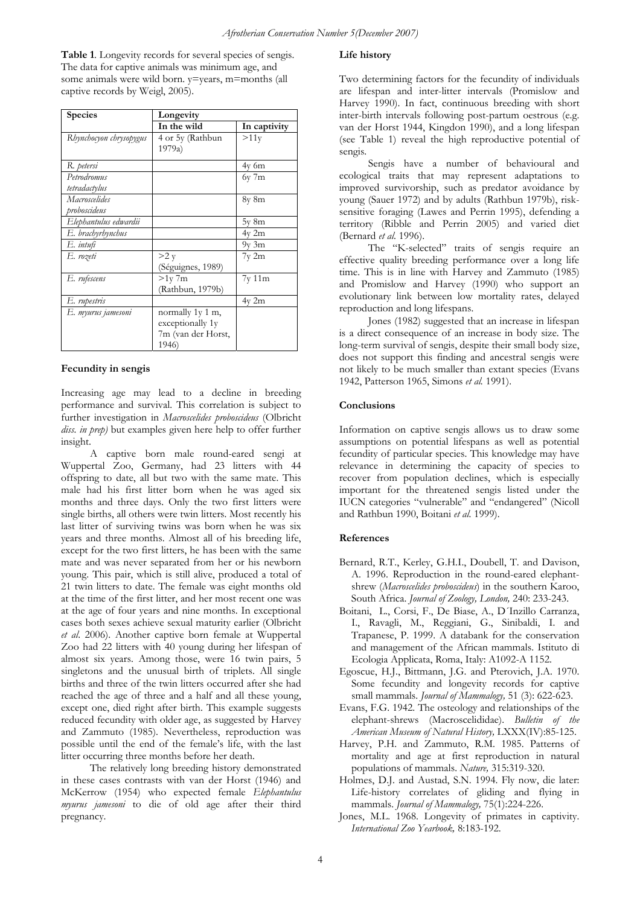**Table 1**. Longevity records for several species of sengis. The data for captive animals was minimum age, and some animals were wild born. y=years, m=months (all captive records by Weigl, 2005).

| Species | Longevity | |
|---|---|---|
| | In the wild | In captivity |
| *Rhynchocyon chrysopygus* | 4 or 5y (Rathbun 1979a) | >11y |
| *R. petersi* | | 4y 6m |
| *Petrodromus tetradactylus* | | 6y 7m |
| *Macroscelides proboscideus* | | 8y 8m |
| *Elephantulus edwardii* | | 5y 8m |
| *E. brachyrhynchus* | | 4y 2m |
| *E. intufi* | | 9y 3m |
| *E. rozeti* | >2 y (Séguignes, 1989) | 7y 2m |
| *E. rufescens* | >1y 7m (Rathbun, 1979b) | 7y 11m |
| *E. rupestris* | | 4y 2m |
| *E. myurus jamesoni* | normally 1y 1 m, exceptionally 1y 7m (van der Horst, 1946) | |

### Fecundity in sengis

Increasing age may lead to a decline in breeding performance and survival. This correlation is subject to further investigation in *Macroscelides proboscideus* (Olbricht *diss. in prep)* but examples given here help to offer further insight.

A captive born male round-eared sengi at Wuppertal Zoo, Germany, had 23 litters with 44 offspring to date, all but two with the same mate. This male had his first litter born when he was aged six months and three days. Only the two first litters were single births, all others were twin litters. Most recently his last litter of surviving twins was born when he was six years and three months. Almost all of his breeding life, except for the two first litters, he has been with the same mate and was never separated from her or his newborn young. This pair, which is still alive, produced a total of 21 twin litters to date. The female was eight months old at the time of the first litter, and her most recent one was at the age of four years and nine months. In exceptional cases both sexes achieve sexual maturity earlier (Olbricht *et al*. 2006). Another captive born female at Wuppertal Zoo had 22 litters with 40 young during her lifespan of almost six years. Among those, were 16 twin pairs, 5 singletons and the unusual birth of triplets. All single births and three of the twin litters occurred after she had reached the age of three and a half and all these young, except one, died right after birth. This example suggests reduced fecundity with older age, as suggested by Harvey and Zammuto (1985). Nevertheless, reproduction was possible until the end of the female's life, with the last litter occurring three months before her death.

The relatively long breeding history demonstrated in these cases contrasts with van der Horst (1946) and McKerrow (1954) who expected female *Elephantulus myurus jamesoni* to die of old age after their third pregnancy.

### Life history

Two determining factors for the fecundity of individuals are lifespan and inter-litter intervals (Promislow and Harvey 1990). In fact, continuous breeding with short inter-birth intervals following post-partum oestrous (e.g. van der Horst 1944, Kingdon 1990), and a long lifespan (see Table 1) reveal the high reproductive potential of sengis.

Sengis have a number of behavioural and ecological traits that may represent adaptations to improved survivorship, such as predator avoidance by young (Sauer 1972) and by adults (Rathbun 1979b), risk-sensitive foraging (Lawes and Perrin 1995), defending a territory (Ribble and Perrin 2005) and varied diet (Bernard *et al*. 1996).

The "K-selected" traits of sengis require an effective quality breeding performance over a long life time. This is in line with Harvey and Zammuto (1985) and Promislow and Harvey (1990) who support an evolutionary link between low mortality rates, delayed reproduction and long lifespans.

Jones (1982) suggested that an increase in lifespan is a direct consequence of an increase in body size. The long-term survival of sengis, despite their small body size, does not support this finding and ancestral sengis were not likely to be much smaller than extant species (Evans 1942, Patterson 1965, Simons *et al.* 1991).

### Conclusions

Information on captive sengis allows us to draw some assumptions on potential lifespans as well as potential fecundity of particular species. This knowledge may have relevance in determining the capacity of species to recover from population declines, which is especially important for the threatened sengis listed under the IUCN categories "vulnerable" and "endangered" (Nicoll and Rathbun 1990, Boitani *et al.* 1999).

### References

Bernard, R.T., Kerley, G.H.I., Doubell, T. and Davison, A. 1996. Reproduction in the round-eared elephant-shrew (*Macroscelides proboscideus*) in the southern Karoo, South Africa. *Journal of Zoology, London,* 240: 233-243.

Boitani, L., Corsi, F., De Biase, A., D´Inzillo Carranza, I., Ravagli, M., Reggiani, G., Sinibaldi, I. and Trapanese, P. 1999. A databank for the conservation and management of the African mammals. Istituto di Ecologia Applicata, Roma, Italy: A1092-A 1152.

Egoscue, H.J., Bittmann, J.G. and Pterovich, J.A. 1970. Some fecundity and longevity records for captive small mammals. *Journal of Mammalogy,* 51 (3): 622-623.

Evans, F.G. 1942. The osteology and relationships of the elephant-shrews (Macroscelididae). *Bulletin of the American Museum of Natural History,* LXXX(IV):85-125.

Harvey, P.H. and Zammuto, R.M. 1985. Patterns of mortality and age at first reproduction in natural populations of mammals. *Nature,* 315:319-320.

Holmes, D.J. and Austad, S.N. 1994. Fly now, die later: Life-history correlates of gliding and flying in mammals. *Journal of Mammalogy,* 75(1):224-226.

Jones, M.L. 1968. Longevity of primates in captivity. *International Zoo Yearbook,* 8:183-192.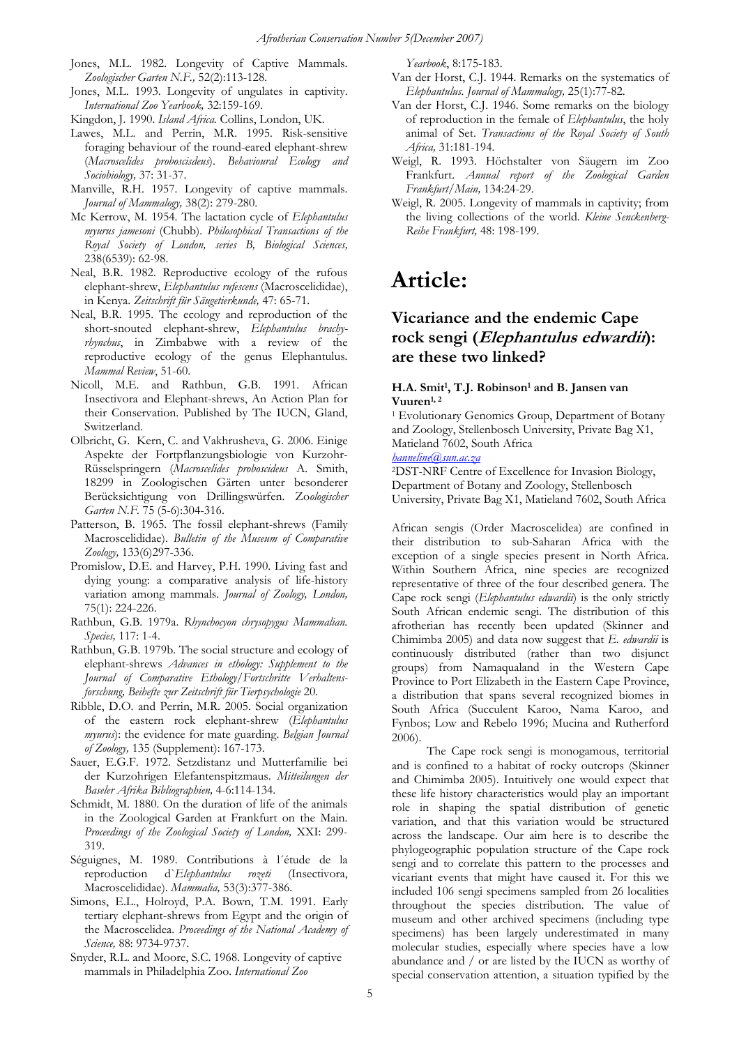Jones, M.L. 1982. Longevity of Captive Mammals. *Zoologischer Garten N.F.,* 52(2):113-128.

Jones, M.L. 1993. Longevity of ungulates in captivity. *International Zoo Yearbook,* 32:159-169.

Kingdon, J. 1990. *Island Africa.* Collins, London, UK.

Lawes, M.L. and Perrin, M.R. 1995. Risk-sensitive foraging behaviour of the round-eared elephant-shrew (*Macroscelides proboscisdeus*). *Behavioural Ecology and Sociobiology,* 37: 31-37.

Manville, R.H. 1957. Longevity of captive mammals. *Journal of Mammalogy,* 38(2): 279-280.

Mc Kerrow, M. 1954. The lactation cycle of *Elephantulus myurus jamesoni* (Chubb). *Philosophical Transactions of the Royal Society of London, series B, Biological Sciences,* 238(6539): 62-98.

Neal, B.R. 1982. Reproductive ecology of the rufous elephant-shrew, *Elephantulus rufescens* (Macroscelididae), in Kenya. *Zeitschrift für Säugetierkunde,* 47: 65-71.

Neal, B.R. 1995. The ecology and reproduction of the short-snouted elephant-shrew, *Elephantulus brachyrhynchus*, in Zimbabwe with a review of the reproductive ecology of the genus Elephantulus. *Mammal Review*, 51-60.

Nicoll, M.E. and Rathbun, G.B. 1991. African Insectivora and Elephant-shrews, An Action Plan for their Conservation. Published by The IUCN, Gland, Switzerland.

Olbricht, G. Kern, C. and Vakhrusheva, G. 2006. Einige Aspekte der Fortpflanzungsbiologie von Kurzohr-Rüsselspringern (*Macroscelides proboscideus* A. Smith, 18299 in Zoologischen Gärten unter besonderer Berücksichtigung von Drillingswürfen. *Zoologischer Garten N.F.* 75 (5-6):304-316.

Patterson, B. 1965. The fossil elephant-shrews (Family Macroscelididae). *Bulletin of the Museum of Comparative Zoology,* 133(6)297-336.

Promislow, D.E. and Harvey, P.H. 1990. Living fast and dying young: a comparative analysis of life-history variation among mammals. *Journal of Zoology, London,* 75(1): 224-226.

Rathbun, G.B. 1979a. *Rhynchocyon chrysopygus Mammalian. Species,* 117: 1-4.

Rathbun, G.B. 1979b. The social structure and ecology of elephant-shrews *Advances in ethology: Supplement to the Journal of Comparative Ethology/Fortschritte Verhaltensforschung, Beihefte zur Zeitschrift für Tierpsychologie* 20.

Ribble, D.O. and Perrin, M.R. 2005. Social organization of the eastern rock elephant-shrew (*Elephantulus myurus*): the evidence for mate guarding. *Belgian Journal of Zoology,* 135 (Supplement): 167-173.

Sauer, E.G.F. 1972. Setzdistanz und Mutterfamilie bei der Kurzohrigen Elefantenspitzmaus. *Mitteilungen der Baseler Afrika Bibliographien,* 4-6:114-134.

Schmidt, M. 1880. On the duration of life of the animals in the Zoological Garden at Frankfort on the Main. *Proceedings of the Zoological Society of London,* XXI: 299-319.

Séguignes, M. 1989. Contributions à l´étude de la reproduction d`*Elephantulus rozeti* (Insectivora, Macroscelididae). *Mammalia,* 53(3):377-386.

Simons, E.L., Holroyd, P.A. Bown, T.M. 1991. Early tertiary elephant-shrews from Egypt and the origin of the Macroscelidea. *Proceedings of the National Academy of Science,* 88: 9734-9737.

Snyder, R.L. and Moore, S.C. 1968. Longevity of captive mammals in Philadelphia Zoo. *International Zoo Yearbook*, 8:175-183.

Van der Horst, C.J. 1944. Remarks on the systematics of *Elephantulus*. *Journal of Mammalogy,* 25(1):77-82.

Van der Horst, C.J. 1946. Some remarks on the biology of reproduction in the female of *Elephantulus*, the holy animal of Set. *Transactions of the Royal Society of South Africa,* 31:181-194.

Weigl, R. 1993. Höchstalter von Säugern im Zoo Frankfurt. *Annual report of the Zoological Garden Frankfurt/Main,* 134:24-29.

Weigl, R. 2005. Longevity of mammals in captivity; from the living collections of the world. *Kleine Senckenberg-Reihe Frankfurt,* 48: 198-199.

# Article:

## Vicariance and the endemic Cape rock sengi (*Elephantulus edwardii*): are these two linked?

**H.A. Smit[1], T.J. Robinson[1] and B. Jansen van Vuuren[1, 2]**

[1] Evolutionary Genomics Group, Department of Botany and Zoology, Stellenbosch University, Private Bag X1, Matieland 7602, South Africa

hanneline@sun.ac.za

[2] DST-NRF Centre of Excellence for Invasion Biology, Department of Botany and Zoology, Stellenbosch University, Private Bag X1, Matieland 7602, South Africa

African sengis (Order Macroscelidea) are confined in their distribution to sub-Saharan Africa with the exception of a single species present in North Africa. Within Southern Africa, nine species are recognized representative of three of the four described genera. The Cape rock sengi (*Elephantulus edwardii*) is the only strictly South African endemic sengi. The distribution of this afrotherian has recently been updated (Skinner and Chimimba 2005) and data now suggest that *E. edwardii* is continuously distributed (rather than two disjunct groups) from Namaqualand in the Western Cape Province to Port Elizabeth in the Eastern Cape Province, a distribution that spans several recognized biomes in South Africa (Succulent Karoo, Nama Karoo, and Fynbos; Low and Rebelo 1996; Mucina and Rutherford 2006).

The Cape rock sengi is monogamous, territorial and is confined to a habitat of rocky outcrops (Skinner and Chimimba 2005). Intuitively one would expect that these life history characteristics would play an important role in shaping the spatial distribution of genetic variation, and that this variation would be structured across the landscape. Our aim here is to describe the phylogeographic population structure of the Cape rock sengi and to correlate this pattern to the processes and vicariant events that might have caused it. For this we included 106 sengi specimens sampled from 26 localities throughout the species distribution. The value of museum and other archived specimens (including type specimens) has been largely underestimated in many molecular studies, especially where species have a low abundance and / or are listed by the IUCN as worthy of special conservation attention, a situation typified by the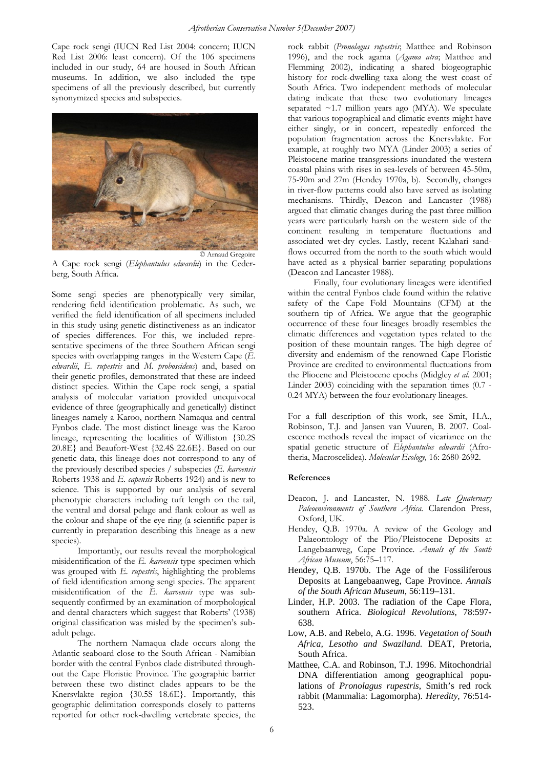Cape rock sengi (IUCN Red List 2004: concern; IUCN Red List 2006: least concern). Of the 106 specimens included in our study, 64 are housed in South African museums. In addition, we also included the type specimens of all the previously described, but currently synonymized species and subspecies.

© Arnaud Gregoire

A Cape rock sengi (*Elephantulus edwardii*) in the Cederberg, South Africa.

Some sengi species are phenotypically very similar, rendering field identification problematic. As such, we verified the field identification of all specimens included in this study using genetic distinctiveness as an indicator of species differences. For this, we included representative specimens of the three Southern African sengi species with overlapping ranges in the Western Cape (*E. edwardii*, *E. rupestris* and *M. proboscideus*) and, based on their genetic profiles, demonstrated that these are indeed distinct species. Within the Cape rock sengi, a spatial analysis of molecular variation provided unequivocal evidence of three (geographically and genetically) distinct lineages namely a Karoo, northern Namaqua and central Fynbos clade. The most distinct lineage was the Karoo lineage, representing the localities of Williston {30.2S 20.8E} and Beaufort-West {32.4S 22.6E}. Based on our genetic data, this lineage does not correspond to any of the previously described species / subspecies (*E. karoensis* Roberts 1938 and *E. capensis* Roberts 1924) and is new to science. This is supported by our analysis of several phenotypic characters including tuft length on the tail, the ventral and dorsal pelage and flank colour as well as the colour and shape of the eye ring (a scientific paper is currently in preparation describing this lineage as a new species).

Importantly, our results reveal the morphological misidentification of the *E. karoensis* type specimen which was grouped with *E. rupestris*, highlighting the problems of field identification among sengi species. The apparent misidentification of the *E. karoensis* type was subsequently confirmed by an examination of morphological and dental characters which suggest that Roberts' (1938) original classification was misled by the specimen's subadult pelage.

The northern Namaqua clade occurs along the Atlantic seaboard close to the South African - Namibian border with the central Fynbos clade distributed throughout the Cape Floristic Province. The geographic barrier between these two distinct clades appears to be the Knersvlakte region {30.5S 18.6E}. Importantly, this geographic delimitation corresponds closely to patterns reported for other rock-dwelling vertebrate species, the rock rabbit (*Pronolagus rupestris*; Matthee and Robinson 1996), and the rock agama (*Agama atra*; Matthee and Flemming 2002), indicating a shared biogeographic history for rock-dwelling taxa along the west coast of South Africa. Two independent methods of molecular dating indicate that these two evolutionary lineages separated ~1.7 million years ago (MYA). We speculate that various topographical and climatic events might have either singly, or in concert, repeatedly enforced the population fragmentation across the Knersvlakte. For example, at roughly two MYA (Linder 2003) a series of Pleistocene marine transgressions inundated the western coastal plains with rises in sea-levels of between 45-50m, 75-90m and 27m (Hendey 1970a, b). Secondly, changes in river-flow patterns could also have served as isolating mechanisms. Thirdly, Deacon and Lancaster (1988) argued that climatic changes during the past three million years were particularly harsh on the western side of the continent resulting in temperature fluctuations and associated wet-dry cycles. Lastly, recent Kalahari sand-flows occurred from the north to the south which would have acted as a physical barrier separating populations (Deacon and Lancaster 1988).

Finally, four evolutionary lineages were identified within the central Fynbos clade found within the relative safety of the Cape Fold Mountains (CFM) at the southern tip of Africa. We argue that the geographic occurrence of these four lineages broadly resembles the climatic differences and vegetation types related to the position of these mountain ranges. The high degree of diversity and endemism of the renowned Cape Floristic Province are credited to environmental fluctuations from the Pliocene and Pleistocene epochs (Midgley *et al.* 2001; Linder 2003) coinciding with the separation times (0.7 - 0.24 MYA) between the four evolutionary lineages.

For a full description of this work, see Smit, H.A., Robinson, T.J. and Jansen van Vuuren, B. 2007. Coalescence methods reveal the impact of vicariance on the spatial genetic structure of *Elephantulus edwardii* (Afrotheria, Macroscelidea). *Molecular Ecology,* 16: 2680-2692.

#### References

- Deacon, J. and Lancaster, N. 1988. *Late Quaternary Paleoenvironments of Southern Africa.* Clarendon Press, Oxford, UK.
- Hendey, Q.B. 1970a. A review of the Geology and Palaeontology of the Plio/Pleistocene Deposits at Langebaanweg, Cape Province. *Annals of the South African Museum*, 56:75–117.
- Hendey, Q.B. 1970b. The Age of the Fossiliferous Deposits at Langebaanweg, Cape Province. *Annals of the South African Museum*, 56:119–131.
- Linder, H.P. 2003. The radiation of the Cape Flora, southern Africa. *Biological Revolutions*, 78:597-638.
- Low, A.B. and Rebelo, A.G. 1996. *Vegetation of South Africa, Lesotho and Swaziland.* DEAT, Pretoria, South Africa.
- Matthee, C.A. and Robinson, T.J. 1996. Mitochondrial DNA differentiation among geographical populations of *Pronolagus rupestris*, Smith's red rock rabbit (Mammalia: Lagomorpha). *Heredity,* 76:514-523.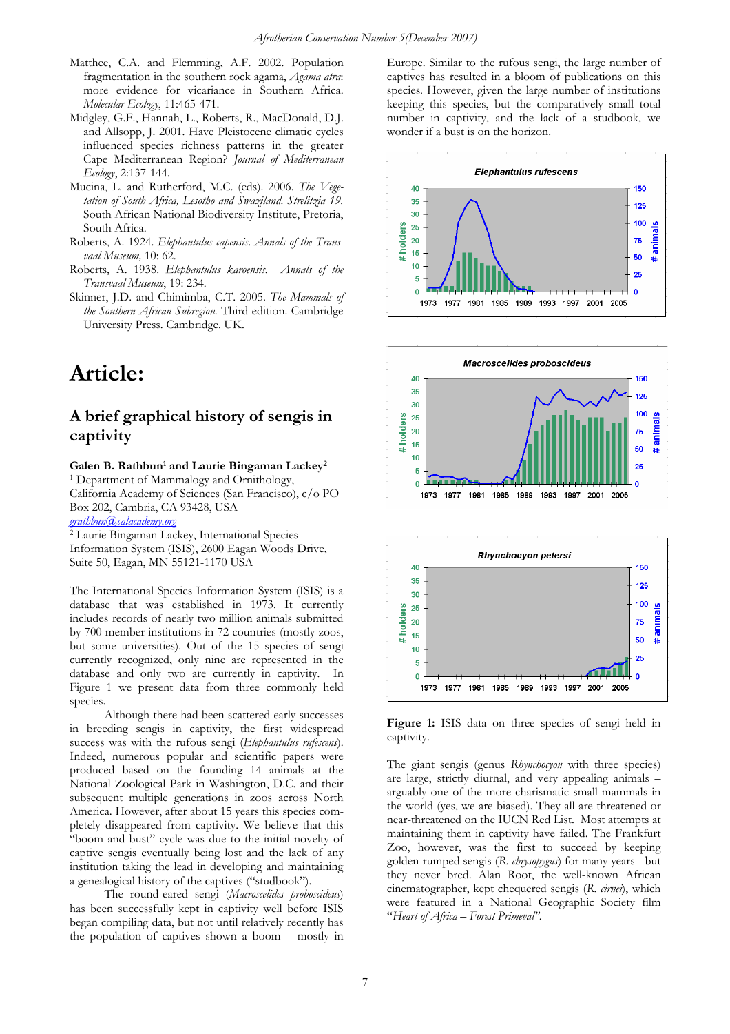Matthee, C.A. and Flemming, A.F. 2002. Population fragmentation in the southern rock agama, *Agama atra*: more evidence for vicariance in Southern Africa. *Molecular Ecology*, 11:465-471.

Midgley, G.F., Hannah, L., Roberts, R., MacDonald, D.J. and Allsopp, J. 2001. Have Pleistocene climatic cycles influenced species richness patterns in the greater Cape Mediterranean Region? *Journal of Mediterranean Ecology*, 2:137-144.

Mucina, L. and Rutherford, M.C. (eds). 2006. *The Vegetation of South Africa, Lesotho and Swaziland. Strelitzia 19.* South African National Biodiversity Institute, Pretoria, South Africa.

Roberts, A. 1924. *Elephantulus capensis*. *Annals of the Transvaal Museum,* 10: 62.

Roberts, A. 1938. *Elephantulus karoensis*. *Annals of the Transvaal Museum*, 19: 234.

Skinner, J.D. and Chimimba, C.T. 2005. *The Mammals of the Southern African Subregion*. Third edition. Cambridge University Press. Cambridge. UK.

# Article:

## A brief graphical history of sengis in captivity

**Galen B. Rathbun[1] and Laurie Bingaman Lackey[2]**

[1] Department of Mammalogy and Ornithology, California Academy of Sciences (San Francisco), c/o PO Box 202, Cambria, CA 93428, USA
grathbun@calacademy.org

[2] Laurie Bingaman Lackey, International Species Information System (ISIS), 2600 Eagan Woods Drive, Suite 50, Eagan, MN 55121-1170 USA

The International Species Information System (ISIS) is a database that was established in 1973. It currently includes records of nearly two million animals submitted by 700 member institutions in 72 countries (mostly zoos, but some universities). Out of the 15 species of sengi currently recognized, only nine are represented in the database and only two are currently in captivity. In Figure 1 we present data from three commonly held species.

Although there had been scattered early successes in breeding sengis in captivity, the first widespread success was with the rufous sengi (*Elephantulus rufescens*). Indeed, numerous popular and scientific papers were produced based on the founding 14 animals at the National Zoological Park in Washington, D.C. and their subsequent multiple generations in zoos across North America. However, after about 15 years this species completely disappeared from captivity. We believe that this "boom and bust" cycle was due to the initial novelty of captive sengis eventually being lost and the lack of any institution taking the lead in developing and maintaining a genealogical history of the captives ("studbook").

The round-eared sengi (*Macroscelides proboscideus*) has been successfully kept in captivity well before ISIS began compiling data, but not until relatively recently has the population of captives shown a boom – mostly in Europe. Similar to the rufous sengi, the large number of captives has resulted in a bloom of publications on this species. However, given the large number of institutions keeping this species, but the comparatively small total number in captivity, and the lack of a studbook, we wonder if a bust is on the horizon.

Figure 1: ISIS data on three species of sengi held in captivity.

The giant sengis (genus *Rhynchocyon* with three species) are large, strictly diurnal, and very appealing animals – arguably one of the more charismatic small mammals in the world (yes, we are biased). They all are threatened or near-threatened on the IUCN Red List. Most attempts at maintaining them in captivity have failed. The Frankfurt Zoo, however, was the first to succeed by keeping golden-rumped sengis (*R. chrysopygus*) for many years - but they never bred. Alan Root, the well-known African cinematographer, kept chequered sengis (*R. cirnei*), which were featured in a National Geographic Society film "*Heart of Africa – Forest Primeval*".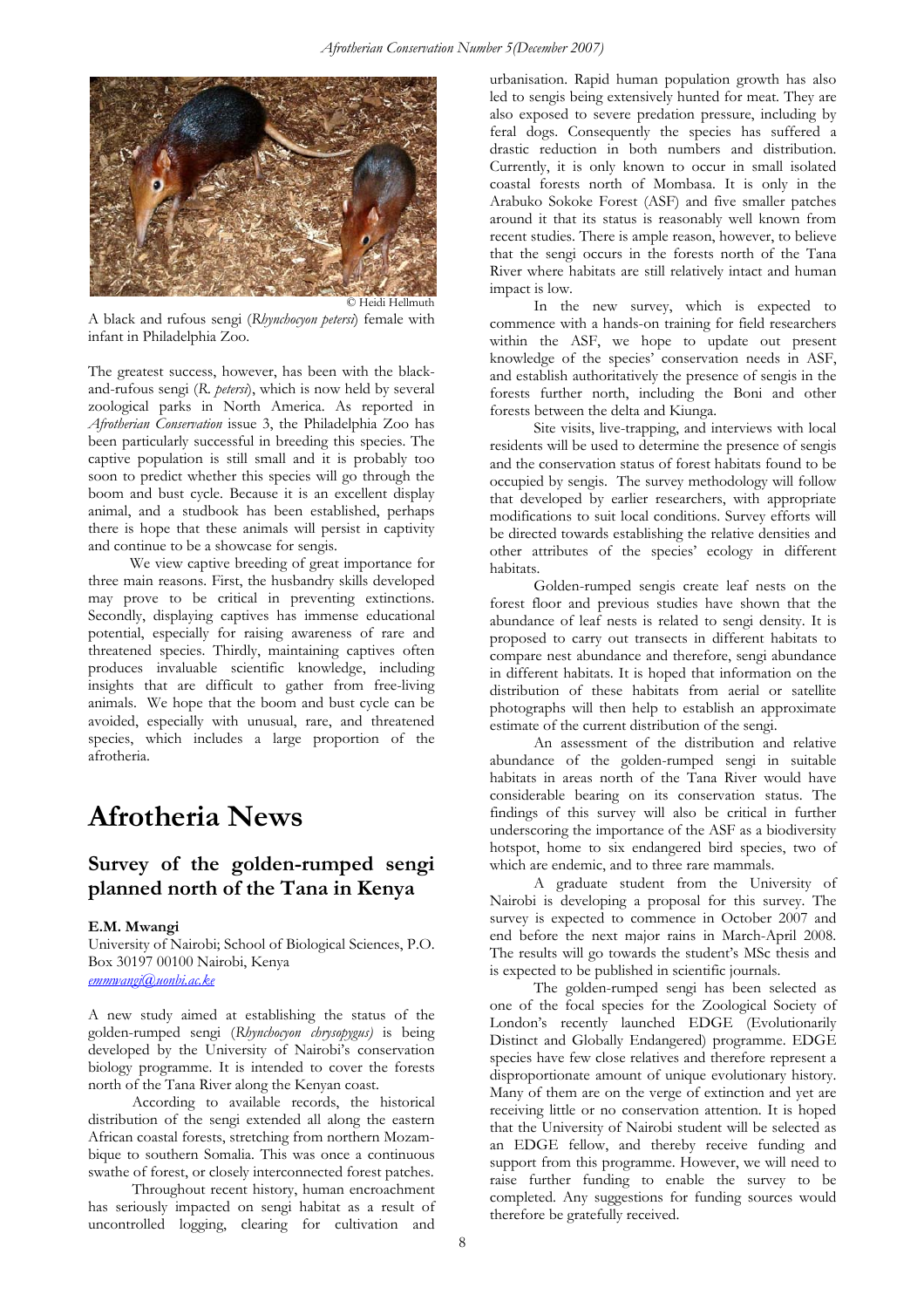© Heidi Hellmuth

A black and rufous sengi (*Rhynchocyon petersi*) female with infant in Philadelphia Zoo.

The greatest success, however, has been with the black-and-rufous sengi (*R. petersi*), which is now held by several zoological parks in North America. As reported in *Afrotherian Conservation* issue 3, the Philadelphia Zoo has been particularly successful in breeding this species. The captive population is still small and it is probably too soon to predict whether this species will go through the boom and bust cycle. Because it is an excellent display animal, and a studbook has been established, perhaps there is hope that these animals will persist in captivity and continue to be a showcase for sengis.

We view captive breeding of great importance for three main reasons. First, the husbandry skills developed may prove to be critical in preventing extinctions. Secondly, displaying captives has immense educational potential, especially for raising awareness of rare and threatened species. Thirdly, maintaining captives often produces invaluable scientific knowledge, including insights that are difficult to gather from free-living animals. We hope that the boom and bust cycle can be avoided, especially with unusual, rare, and threatened species, which includes a large proportion of the afrotheria.

# Afrotheria News

## Survey of the golden-rumped sengi planned north of the Tana in Kenya

**E.M. Mwangi**

University of Nairobi; School of Biological Sciences, P.O. Box 30197 00100 Nairobi, Kenya

emmwangi@uonbi.ac.ke

A new study aimed at establishing the status of the golden-rumped sengi (*Rhynchocyon chrysopygus)* is being developed by the University of Nairobi's conservation biology programme. It is intended to cover the forests north of the Tana River along the Kenyan coast.

According to available records, the historical distribution of the sengi extended all along the eastern African coastal forests, stretching from northern Mozambique to southern Somalia. This was once a continuous swathe of forest, or closely interconnected forest patches.

Throughout recent history, human encroachment has seriously impacted on sengi habitat as a result of uncontrolled logging, clearing for cultivation and urbanisation. Rapid human population growth has also led to sengis being extensively hunted for meat. They are also exposed to severe predation pressure, including by feral dogs. Consequently the species has suffered a drastic reduction in both numbers and distribution. Currently, it is only known to occur in small isolated coastal forests north of Mombasa. It is only in the Arabuko Sokoke Forest (ASF) and five smaller patches around it that its status is reasonably well known from recent studies. There is ample reason, however, to believe that the sengi occurs in the forests north of the Tana River where habitats are still relatively intact and human impact is low.

In the new survey, which is expected to commence with a hands-on training for field researchers within the ASF, we hope to update out present knowledge of the species' conservation needs in ASF, and establish authoritatively the presence of sengis in the forests further north, including the Boni and other forests between the delta and Kiunga.

Site visits, live-trapping, and interviews with local residents will be used to determine the presence of sengis and the conservation status of forest habitats found to be occupied by sengis. The survey methodology will follow that developed by earlier researchers, with appropriate modifications to suit local conditions. Survey efforts will be directed towards establishing the relative densities and other attributes of the species' ecology in different habitats.

Golden-rumped sengis create leaf nests on the forest floor and previous studies have shown that the abundance of leaf nests is related to sengi density. It is proposed to carry out transects in different habitats to compare nest abundance and therefore, sengi abundance in different habitats. It is hoped that information on the distribution of these habitats from aerial or satellite photographs will then help to establish an approximate estimate of the current distribution of the sengi.

An assessment of the distribution and relative abundance of the golden-rumped sengi in suitable habitats in areas north of the Tana River would have considerable bearing on its conservation status. The findings of this survey will also be critical in further underscoring the importance of the ASF as a biodiversity hotspot, home to six endangered bird species, two of which are endemic, and to three rare mammals.

A graduate student from the University of Nairobi is developing a proposal for this survey. The survey is expected to commence in October 2007 and end before the next major rains in March-April 2008. The results will go towards the student's MSc thesis and is expected to be published in scientific journals.

The golden-rumped sengi has been selected as one of the focal species for the Zoological Society of London's recently launched EDGE (Evolutionarily Distinct and Globally Endangered) programme. EDGE species have few close relatives and therefore represent a disproportionate amount of unique evolutionary history. Many of them are on the verge of extinction and yet are receiving little or no conservation attention. It is hoped that the University of Nairobi student will be selected as an EDGE fellow, and thereby receive funding and support from this programme. However, we will need to raise further funding to enable the survey to be completed. Any suggestions for funding sources would therefore be gratefully received.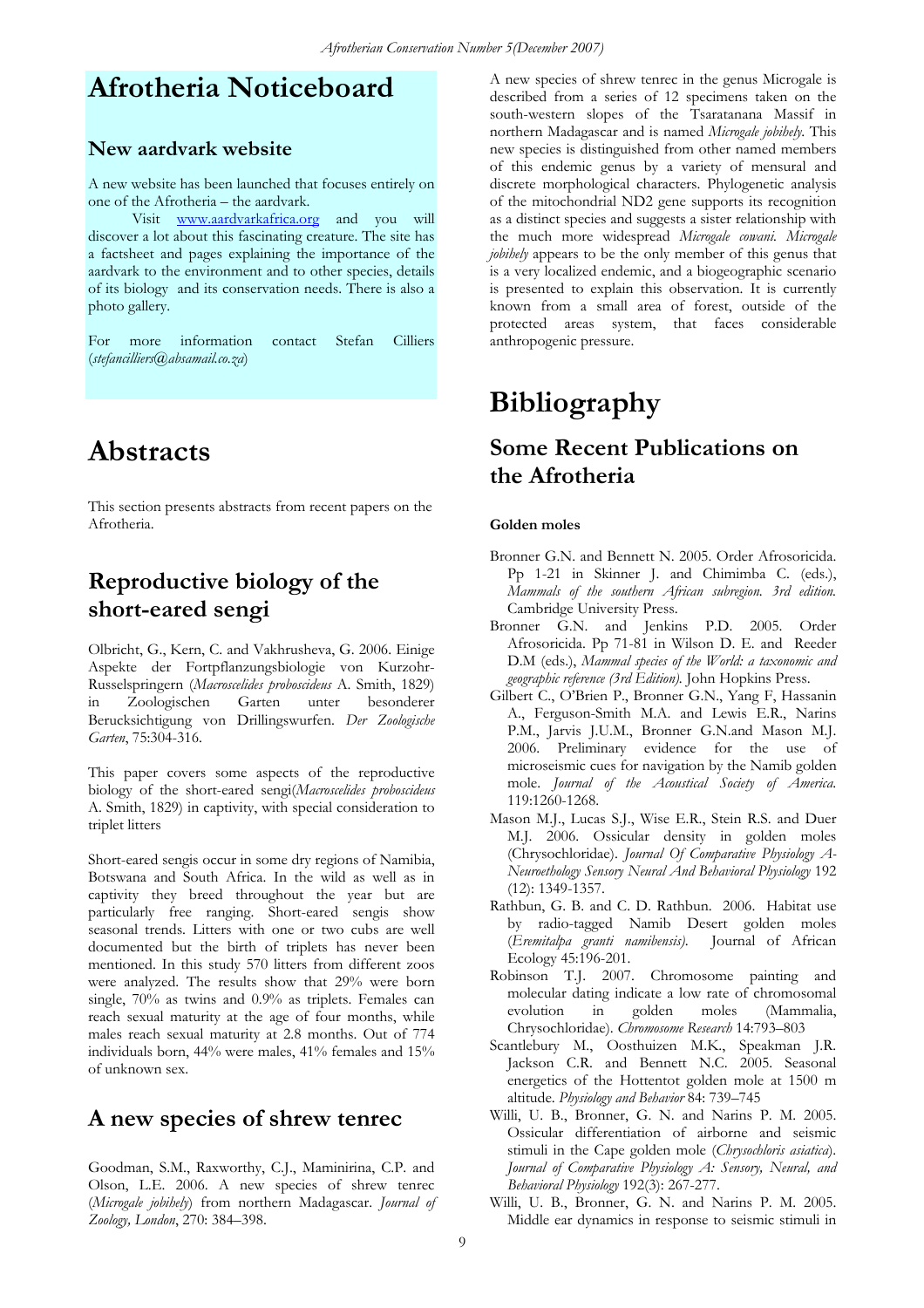# Afrotheria Noticeboard

## New aardvark website

A new website has been launched that focuses entirely on one of the Afrotheria – the aardvark.

Visit www.aardvarkafrica.org and you will discover a lot about this fascinating creature. The site has a factsheet and pages explaining the importance of the aardvark to the environment and to other species, details of its biology and its conservation needs. There is also a photo gallery.

For more information contact Stefan Cilliers (*stefancilliers@absamail.co.za*)

# Abstracts

This section presents abstracts from recent papers on the Afrotheria.

## Reproductive biology of the short-eared sengi

Olbricht, G., Kern, C. and Vakhrusheva, G. 2006. Einige Aspekte der Fortpflanzungsbiologie von Kurzohr-Russelspringern (*Macroscelides proboscideus* A. Smith, 1829) in Zoologischen Garten unter besonderer Berucksichtigung von Drillingswurfen. *Der Zoologische Garten*, 75:304-316.

This paper covers some aspects of the reproductive biology of the short-eared sengi(*Macroscelides proboscideus* A. Smith, 1829) in captivity, with special consideration to triplet litters

Short-eared sengis occur in some dry regions of Namibia, Botswana and South Africa. In the wild as well as in captivity they breed throughout the year but are particularly free ranging. Short-eared sengis show seasonal trends. Litters with one or two cubs are well documented but the birth of triplets has never been mentioned. In this study 570 litters from different zoos were analyzed. The results show that 29% were born single, 70% as twins and 0.9% as triplets. Females can reach sexual maturity at the age of four months, while males reach sexual maturity at 2.8 months. Out of 774 individuals born, 44% were males, 41% females and 15% of unknown sex.

## A new species of shrew tenrec

Goodman, S.M., Raxworthy, C.J., Maminirina, C.P. and Olson, L.E. 2006. A new species of shrew tenrec (*Microgale jobihely*) from northern Madagascar. *Journal of Zoology, London*, 270: 384–398.

A new species of shrew tenrec in the genus Microgale is described from a series of 12 specimens taken on the south-western slopes of the Tsaratanana Massif in northern Madagascar and is named *Microgale jobihely.* This new species is distinguished from other named members of this endemic genus by a variety of mensural and discrete morphological characters. Phylogenetic analysis of the mitochondrial ND2 gene supports its recognition as a distinct species and suggests a sister relationship with the much more widespread *Microgale cowani. Microgale jobihely* appears to be the only member of this genus that is a very localized endemic, and a biogeographic scenario is presented to explain this observation. It is currently known from a small area of forest, outside of the protected areas system, that faces considerable anthropogenic pressure.

# Bibliography

## Some Recent Publications on the Afrotheria

#### Golden moles

Bronner G.N. and Bennett N. 2005. Order Afrosoricida. Pp 1-21 in Skinner J. and Chimimba C. (eds.), *Mammals of the southern African subregion. 3rd edition.* Cambridge University Press.

Bronner G.N. and Jenkins P.D. 2005. Order Afrosoricida. Pp 71-81 in Wilson D. E. and Reeder D.M (eds.), *Mammal species of the World: a taxonomic and geographic reference (3rd Edition).* John Hopkins Press.

Gilbert C., O'Brien P., Bronner G.N., Yang F, Hassanin A., Ferguson-Smith M.A. and Lewis E.R., Narins P.M., Jarvis J.U.M., Bronner G.N.and Mason M.J. 2006. Preliminary evidence for the use of microseismic cues for navigation by the Namib golden mole. *Journal of the Acoustical Society of America.* 119:1260-1268.

Mason M.J., Lucas S.J., Wise E.R., Stein R.S. and Duer M.J. 2006. Ossicular density in golden moles (Chrysochloridae). *Journal Of Comparative Physiology A-Neuroethology Sensory Neural And Behavioral Physiology* 192 (12): 1349-1357.

Rathbun, G. B. and C. D. Rathbun. 2006. Habitat use by radio-tagged Namib Desert golden moles (*Eremitalpa granti namibensis).* Journal of African Ecology 45:196-201.

Robinson T.J. 2007. Chromosome painting and molecular dating indicate a low rate of chromosomal evolution in golden moles (Mammalia, Chrysochloridae). *Chromosome Research* 14:793–803

Scantlebury M., Oosthuizen M.K., Speakman J.R. Jackson C.R. and Bennett N.C. 2005. Seasonal energetics of the Hottentot golden mole at 1500 m altitude. *Physiology and Behavior* 84: 739–745

Willi, U. B., Bronner, G. N. and Narins P. M. 2005. Ossicular differentiation of airborne and seismic stimuli in the Cape golden mole (*Chrysochloris asiatica*). *Journal of Comparative Physiology A: Sensory, Neural, and Behavioral Physiology* 192(3): 267-277.

Willi, U. B., Bronner, G. N. and Narins P. M. 2005. Middle ear dynamics in response to seismic stimuli in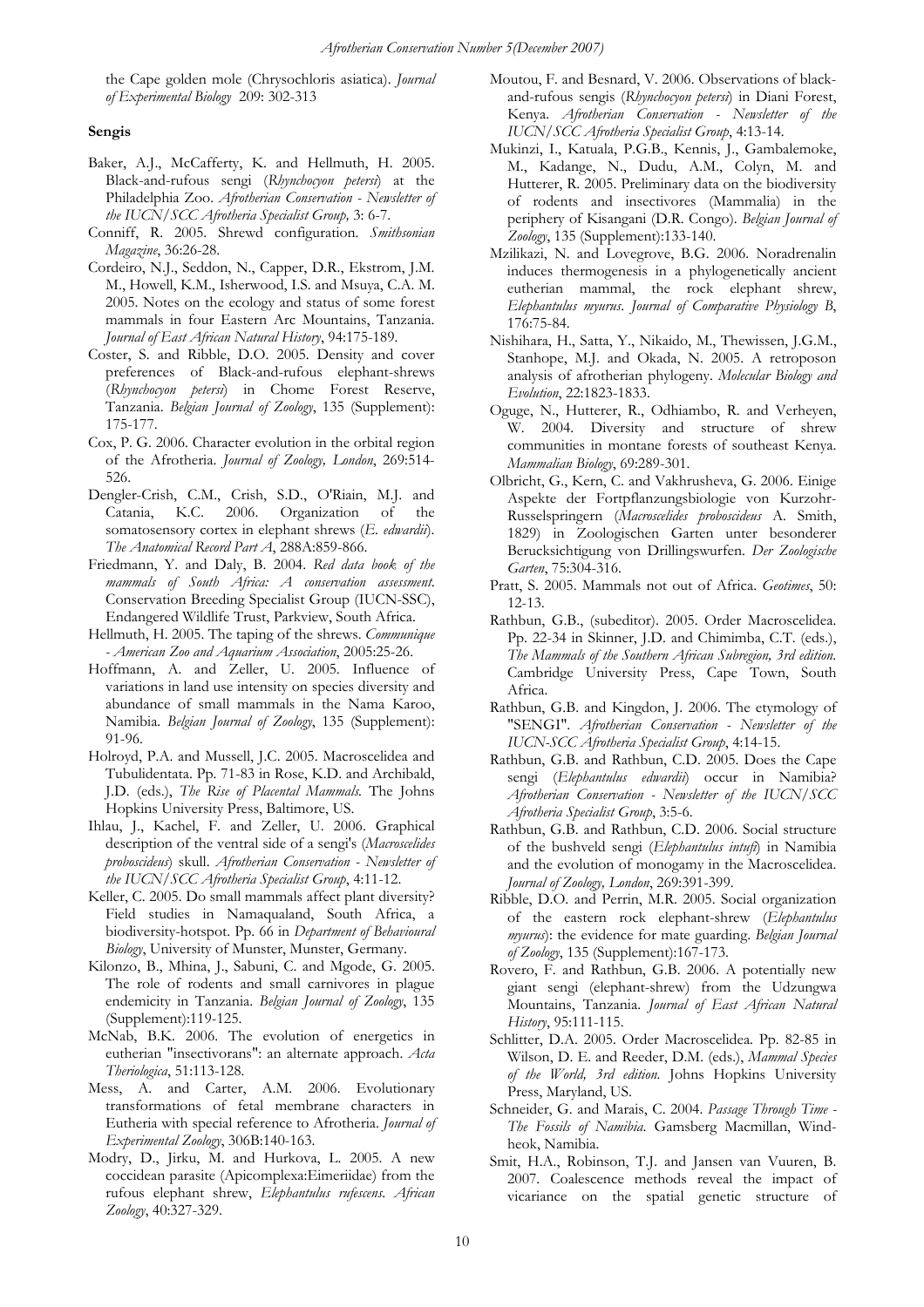the Cape golden mole (Chrysochloris asiatica). *Journal of Experimental Biology* 209: 302-313

**Sengis**

Baker, A.J., McCafferty, K. and Hellmuth, H. 2005. Black-and-rufous sengi (*Rhynchocyon petersi*) at the Philadelphia Zoo. *Afrotherian Conservation - Newsletter of the IUCN/SCC Afrotheria Specialist Group,* 3: 6-7.

Conniff, R. 2005. Shrewd configuration. *Smithsonian Magazine*, 36:26-28.

Cordeiro, N.J., Seddon, N., Capper, D.R., Ekstrom, J.M. M., Howell, K.M., Isherwood, I.S. and Msuya, C.A. M. 2005. Notes on the ecology and status of some forest mammals in four Eastern Arc Mountains, Tanzania. *Journal of East African Natural History*, 94:175-189.

Coster, S. and Ribble, D.O. 2005. Density and cover preferences of Black-and-rufous elephant-shrews (*Rhynchocyon petersi*) in Chome Forest Reserve, Tanzania. *Belgian Journal of Zoology*, 135 (Supplement): 175-177.

Cox, P. G. 2006. Character evolution in the orbital region of the Afrotheria. *Journal of Zoology, London*, 269:514-526.

Dengler-Crish, C.M., Crish, S.D., O'Riain, M.J. and Catania, K.C. 2006. Organization of the somatosensory cortex in elephant shrews (*E. edwardii*). *The Anatomical Record Part A*, 288A:859-866.

Friedmann, Y. and Daly, B. 2004. *Red data book of the mammals of South Africa: A conservation assessment.* Conservation Breeding Specialist Group (IUCN-SSC), Endangered Wildlife Trust, Parkview, South Africa.

Hellmuth, H. 2005. The taping of the shrews. *Communique - American Zoo and Aquarium Association*, 2005:25-26.

Hoffmann, A. and Zeller, U. 2005. Influence of variations in land use intensity on species diversity and abundance of small mammals in the Nama Karoo, Namibia. *Belgian Journal of Zoology*, 135 (Supplement): 91-96.

Holroyd, P.A. and Mussell, J.C. 2005. Macroscelidea and Tubulidentata. Pp. 71-83 in Rose, K.D. and Archibald, J.D. (eds.), *The Rise of Placental Mammals.* The Johns Hopkins University Press, Baltimore, US.

Ihlau, J., Kachel, F. and Zeller, U. 2006. Graphical description of the ventral side of a sengi's (*Macroscelides proboscideus*) skull. *Afrotherian Conservation - Newsletter of the IUCN/SCC Afrotheria Specialist Group*, 4:11-12.

Keller, C. 2005. Do small mammals affect plant diversity? Field studies in Namaqualand, South Africa, a biodiversity-hotspot. Pp. 66 in *Department of Behavioural Biology*, University of Munster, Munster, Germany.

Kilonzo, B., Mhina, J., Sabuni, C. and Mgode, G. 2005. The role of rodents and small carnivores in plague endemicity in Tanzania. *Belgian Journal of Zoology*, 135 (Supplement):119-125.

McNab, B.K. 2006. The evolution of energetics in eutherian "insectivorans": an alternate approach. *Acta Theriologica*, 51:113-128.

Mess, A. and Carter, A.M. 2006. Evolutionary transformations of fetal membrane characters in Eutheria with special reference to Afrotheria. *Journal of Experimental Zoology*, 306B:140-163.

Modry, D., Jirku, M. and Hurkova, L. 2005. A new coccidean parasite (Apicomplexa:Eimeriidae) from the rufous elephant shrew, *Elephantulus rufescens*. *African Zoology*, 40:327-329.

Moutou, F. and Besnard, V. 2006. Observations of black-and-rufous sengis (*Rhynchocyon petersi*) in Diani Forest, Kenya. *Afrotherian Conservation - Newsletter of the IUCN/SCC Afrotheria Specialist Group*, 4:13-14.

Mukinzi, I., Katuala, P.G.B., Kennis, J., Gambalemoke, M., Kadange, N., Dudu, A.M., Colyn, M. and Hutterer, R. 2005. Preliminary data on the biodiversity of rodents and insectivores (Mammalia) in the periphery of Kisangani (D.R. Congo). *Belgian Journal of Zoology*, 135 (Supplement):133-140.

Mzilikazi, N. and Lovegrove, B.G. 2006. Noradrenalin induces thermogenesis in a phylogenetically ancient eutherian mammal, the rock elephant shrew, *Elephantulus myurus*. *Journal of Comparative Physiology B*, 176:75-84.

Nishihara, H., Satta, Y., Nikaido, M., Thewissen, J.G.M., Stanhope, M.J. and Okada, N. 2005. A retroposon analysis of afrotherian phylogeny. *Molecular Biology and Evolution*, 22:1823-1833.

Oguge, N., Hutterer, R., Odhiambo, R. and Verheyen, W. 2004. Diversity and structure of shrew communities in montane forests of southeast Kenya. *Mammalian Biology*, 69:289-301.

Olbricht, G., Kern, C. and Vakhrusheva, G. 2006. Einige Aspekte der Fortpflanzungsbiologie von Kurzohr-Russelspringern (*Macroscelides proboscideus* A. Smith, 1829) in Zoologischen Garten unter besonderer Berucksichtigung von Drillingswurfen. *Der Zoologische Garten*, 75:304-316.

Pratt, S. 2005. Mammals not out of Africa. *Geotimes*, 50: 12-13.

Rathbun, G.B., (subeditor). 2005. Order Macroscelidea. Pp. 22-34 in Skinner, J.D. and Chimimba, C.T. (eds.), *The Mammals of the Southern African Subregion, 3rd edition.* Cambridge University Press, Cape Town, South Africa.

Rathbun, G.B. and Kingdon, J. 2006. The etymology of "SENGI". *Afrotherian Conservation - Newsletter of the IUCN-SCC Afrotheria Specialist Group*, 4:14-15.

Rathbun, G.B. and Rathbun, C.D. 2005. Does the Cape sengi (*Elephantulus edwardii*) occur in Namibia? *Afrotherian Conservation - Newsletter of the IUCN/SCC Afrotheria Specialist Group*, 3:5-6.

Rathbun, G.B. and Rathbun, C.D. 2006. Social structure of the bushveld sengi (*Elephantulus intufi*) in Namibia and the evolution of monogamy in the Macroscelidea. *Journal of Zoology, London*, 269:391-399.

Ribble, D.O. and Perrin, M.R. 2005. Social organization of the eastern rock elephant-shrew (*Elephantulus myurus*): the evidence for mate guarding. *Belgian Journal of Zoology*, 135 (Supplement):167-173.

Rovero, F. and Rathbun, G.B. 2006. A potentially new giant sengi (elephant-shrew) from the Udzungwa Mountains, Tanzania. *Journal of East African Natural History*, 95:111-115.

Schlitter, D.A. 2005. Order Macroscelidea. Pp. 82-85 in Wilson, D. E. and Reeder, D.M. (eds.), *Mammal Species of the World, 3rd edition.* Johns Hopkins University Press, Maryland, US.

Schneider, G. and Marais, C. 2004. *Passage Through Time - The Fossils of Namibia.* Gamsberg Macmillan, Windheok, Namibia.

Smit, H.A., Robinson, T.J. and Jansen van Vuuren, B. 2007. Coalescence methods reveal the impact of vicariance on the spatial genetic structure of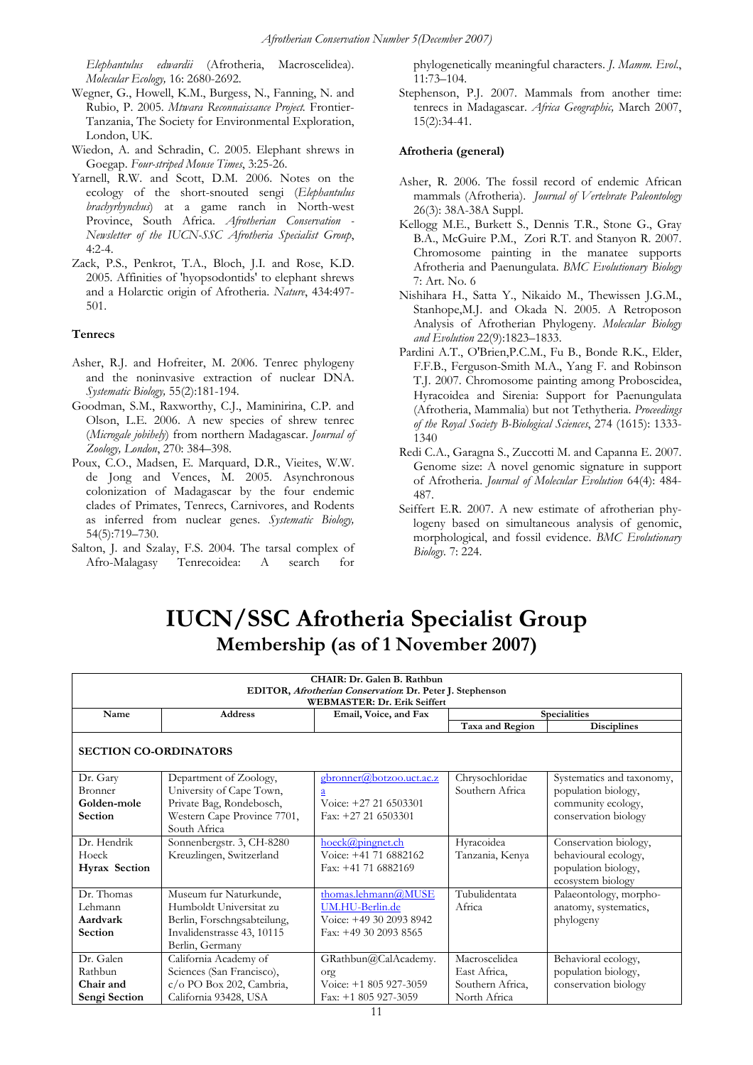*Elephantulus edwardii* (Afrotheria, Macroscelidea). *Molecular Ecology,* 16: 2680-2692.

Wegner, G., Howell, K.M., Burgess, N., Fanning, N. and Rubio, P. 2005. *Mtwara Reconnaissance Project.* Frontier-Tanzania, The Society for Environmental Exploration, London, UK.

Wiedon, A. and Schradin, C. 2005. Elephant shrews in Goegap. *Four-striped Mouse Times*, 3:25-26.

Yarnell, R.W. and Scott, D.M. 2006. Notes on the ecology of the short-snouted sengi (*Elephantulus brachyrhynchus*) at a game ranch in North-west Province, South Africa. *Afrotherian Conservation - Newsletter of the IUCN-SSC Afrotheria Specialist Group*, 4:2-4.

Zack, P.S., Penkrot, T.A., Bloch, J.I. and Rose, K.D. 2005. Affinities of 'hyopsodontids' to elephant shrews and a Holarctic origin of Afrotheria. *Nature*, 434:497-501.

### Tenrecs

Asher, R.J. and Hofreiter, M. 2006. Tenrec phylogeny and the noninvasive extraction of nuclear DNA. *Systematic Biology,* 55(2):181-194.

Goodman, S.M., Raxworthy, C.J., Maminirina, C.P. and Olson, L.E. 2006. A new species of shrew tenrec (*Microgale jobihely*) from northern Madagascar. *Journal of Zoology, London*, 270: 384–398.

Poux, C.O., Madsen, E. Marquard, D.R., Vieites, W.W. de Jong and Vences, M. 2005. Asynchronous colonization of Madagascar by the four endemic clades of Primates, Tenrecs, Carnivores, and Rodents as inferred from nuclear genes. *Systematic Biology,* 54(5):719–730.

Salton, J. and Szalay, F.S. 2004. The tarsal complex of Afro-Malagasy Tenrecoidea: A search for phylogenetically meaningful characters. *J. Mamm. Evol*., 11:73–104.

Stephenson, P.J. 2007. Mammals from another time: tenrecs in Madagascar. *Africa Geographic,* March 2007, 15(2):34-41.

### Afrotheria (general)

Asher, R. 2006. The fossil record of endemic African mammals (Afrotheria). *Journal of Vertebrate Paleontology* 26(3): 38A-38A Suppl.

Kellogg M.E., Burkett S., Dennis T.R., Stone G., Gray B.A., McGuire P.M., Zori R.T. and Stanyon R. 2007. Chromosome painting in the manatee supports Afrotheria and Paenungulata. *BMC Evolutionary Biology* 7: Art. No. 6

Nishihara H., Satta Y., Nikaido M., Thewissen J.G.M., Stanhope,M.J. and Okada N. 2005. A Retroposon Analysis of Afrotherian Phylogeny. *Molecular Biology and Evolution* 22(9):1823–1833.

Pardini A.T., O'Brien,P.C.M., Fu B., Bonde R.K., Elder, F.F.B., Ferguson-Smith M.A., Yang F. and Robinson T.J. 2007. Chromosome painting among Proboscidea, Hyracoidea and Sirenia: Support for Paenungulata (Afrotheria, Mammalia) but not Tethytheria. *Proceedings of the Royal Society B-Biological Sciences*, 274 (1615): 1333-1340

Redi C.A., Garagna S., Zuccotti M. and Capanna E. 2007. Genome size: A novel genomic signature in support of Afrotheria. *Journal of Molecular Evolution* 64(4): 484-487.

Seiffert E.R. 2007. A new estimate of afrotherian phylogeny based on simultaneous analysis of genomic, morphological, and fossil evidence. *BMC Evolutionary Biology*. 7: 224.

# IUCN/SSC Afrotheria Specialist Group
## Membership (as of 1 November 2007)

**CHAIR: Dr. Galen B. Rathbun**
**EDITOR, *Afrotherian Conservation*: Dr. Peter J. Stephenson**
**WEBMASTER: Dr. Erik Seiffert**

| Name | Address | Email, Voice, and Fax | Specialities: Taxa and Region | Specialities: Disciplines |
|---|---|---|---|---|
| **SECTION CO-ORDINATORS** | | | | |
| Dr. Gary Bronner **Golden-mole Section** | Department of Zoology, University of Cape Town, Private Bag, Rondebosch, Western Cape Province 7701, South Africa | gbronner@botzoo.uct.ac.za Voice: +27 21 6503301 Fax: +27 21 6503301 | Chrysochloridae Southern Africa | Systematics and taxonomy, population biology, community ecology, conservation biology |
| Dr. Hendrik Hoeck **Hyrax Section** | Sonnenbergstr. 3, CH-8280 Kreuzlingen, Switzerland | hoeck@pingnet.ch Voice: +41 71 6882162 Fax: +41 71 6882169 | Hyracoidea Tanzania, Kenya | Conservation biology, behavioural ecology, population biology, ecosystem biology |
| Dr. Thomas Lehmann **Aardvark Section** | Museum fur Naturkunde, Humboldt Universitat zu Berlin, Forschngsabteilung, Invalidenstrasse 43, 10115 Berlin, Germany | thomas.lehmann@MUSEUM.HU-Berlin.de Voice: +49 30 2093 8942 Fax: +49 30 2093 8565 | Tubulidentata Africa | Palaeontology, morpho-anatomy, systematics, phylogeny |
| Dr. Galen Rathbun **Chair and Sengi Section** | California Academy of Sciences (San Francisco), c/o PO Box 202, Cambria, California 93428, USA | GRathbun@CalAcademy.org Voice: +1 805 927-3059 Fax: +1 805 927-3059 | Macroscelidea East Africa, Southern Africa, North Africa | Behavioral ecology, population biology, conservation biology |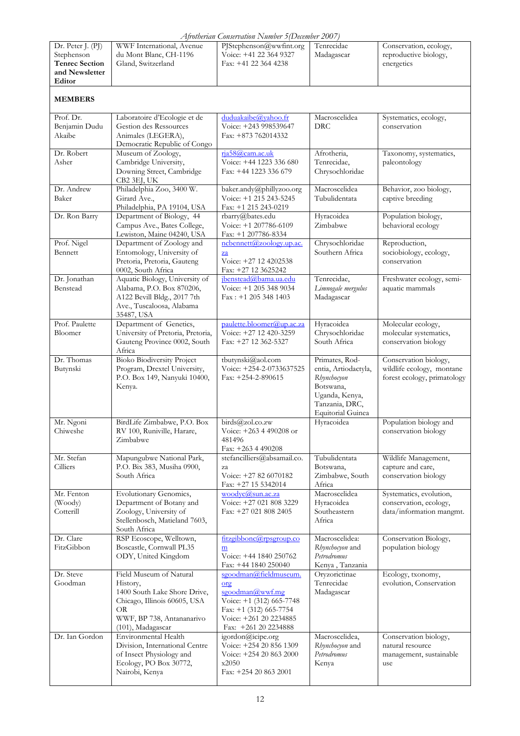| | | | | |
|---|---|---|---|---|
| Dr. Peter J. (PJ) Stephenson **Tenrec Section and Newsletter Editor** | WWF International, Avenue du Mont Blanc, CH-1196 Gland, Switzerland | PJStephenson@wwfint.org Voice: +41 22 364 9327 Fax: +41 22 364 4238 | Tenrecidae Madagascar | Conservation, ecology, reproductive biology, energetics |
| **MEMBERS** | | | | |
| Prof. Dr. Benjamin Dudu Akaibe | Laboratoire d'Ecologie et de Gestion des Ressources Animales (LEGERA), Democratic Republic of Congo | duduakaibe@yahoo.fr Voice: +243 998539647 Fax: +873 762014332 | Macroscelidea DRC | Systematics, ecology, conservation |
| Dr. Robert Asher | Museum of Zoology, Cambridge University, Downing Street, Cambridge CB2 3EJ, UK | rja58@cam.ac.uk Voice: +44 1223 336 680 Fax: +44 1223 336 679 | Afrotheria, Tenrecidae, Chrysochloridae | Taxonomy, systematics, paleontology |
| Dr. Andrew Baker | Philadelphia Zoo, 3400 W. Girard Ave., Philadelphia, PA 19104, USA | baker.andy@phillyzoo.org Voice: +1 215 243-5245 Fax: +1 215 243-0219 | Macroscelidea Tubulidentata | Behavior, zoo biology, captive breeding |
| Dr. Ron Barry | Department of Biology, 44 Campus Ave., Bates College, Lewiston, Maine 04240, USA | rbarry@bates.edu Voice: +1 207786-6109 Fax: +1 207786-8334 | Hyracoidea Zimbabwe | Population biology, behavioral ecology |
| Prof. Nigel Bennett | Department of Zoology and Entomology, University of Pretoria, Pretoria, Gauteng 0002, South Africa | ncbennett@zoology.up.ac.za Voice: +27 12 4202538 Fax: +27 12 3625242 | Chrysochloridae Southern Africa | Reproduction, sociobiology, ecology, conservation |
| Dr. Jonathan Benstead | Aquatic Biology, University of Alabama, P.O. Box 870206, A122 Bevill Bldg., 2017 7th Ave., Tuscaloosa, Alabama 35487, USA | jbenstead@bama.ua.edu Voice: +1 205 348 9034 Fax : +1 205 348 1403 | Tenrecidae, *Limnogale mergulus* Madagascar | Freshwater ecology, semi-aquatic mammals |
| Prof. Paulette Bloomer | Department of Genetics, University of Pretoria, Pretoria, Gauteng Province 0002, South Africa | paulette.bloomer@up.ac.za Voice: +27 12 420-3259 Fax: +27 12 362-5327 | Hyracoidea Chrysochloridae South Africa | Molecular ecology, molecular systematics, conservation biology |
| Dr. Thomas Butynski | Bioko Biodiversity Project Program, Drextel University, P.O. Box 149, Nanyuki 10400, Kenya. | tbutynski@aol.com Voice: +254-2-0733637525 Fax: +254-2-890615 | Primates, Rodentia, Artiodactyla, *Rhynchocyon* Botswana, Uganda, Kenya, Tanzania, DRC, Equitorial Guinea | Conservation biology, wildlife ecology, montane forest ecology, primatology |
| Mr. Ngoni Chiweshe | BirdLife Zimbabwe, P.O. Box RV 100, Runiville, Harare, Zimbabwe | birds@zol.co.zw Voice: +263 4 490208 or 481496 Fax: +263 4 490208 | Hyracoidea | Population biology and conservation biology |
| Mr. Stefan Cilliers | Mapungubwe National Park, P.O. Bix 383, Musiha 0900, South Africa | stefancilliers@absamail.co.za Voice: +27 82 6070182 Fax: +27 15 5342014 | Tubulidentata Botswana, Zimbabwe, South Africa | Wildlife Management, capture and care, conservation biology |
| Mr. Fenton (Woody) Cotterill | Evolutionary Genomics, Department of Botany and Zoology, University of Stellenbosch, Matieland 7603, South Africa | woodyc@sun.ac.za Voice: +27 021 808 3229 Fax: +27 021 808 2405 | Macroscelidea Hyracoidea Southeastern Africa | Systematics, evolution, conservation, ecology, data/information mangmt. |
| Dr. Clare FitzGibbon | RSP Ecoscope, Welltown, Boscastle, Cornwall PL35 ODY, United Kingdom | fitzgibbonc@rpsgroup.com Voice: +44 1840 250762 Fax: +44 1840 250040 | Macroscelidea: *Rhynchocyon* and *Petrodromus* Kenya , Tanzania | Conservation Biology, population biology |
| Dr. Steve Goodman | Field Museum of Natural History, 1400 South Lake Shore Drive, Chicago, Illinois 60605, USA OR WWF, BP 738, Antananarivo (101), Madagascar | sgoodman@fieldmuseum.org sgoodman@wwf.mg Voice: +1 (312) 665-7748 Fax: +1 (312) 665-7754 Voice: +261 20 2234885 Fax: +261 20 2234888 | Oryzorictinae Tenrecidae Madagascar | Ecology, txonomy, evolution, Conservation |
| Dr. Ian Gordon | Environmental Health Division, International Centre of Insect Physiology and Ecology, PO Box 30772, Nairobi, Kenya | igordon@icipe.org Voice: +254 20 856 1309 Voice: +254 20 863 2000 x2050 Fax: +254 20 863 2001 | Macroscelidea, *Rhynchocyon* and *Petrodromus* Kenya | Conservation biology, natural resource management, sustainable use |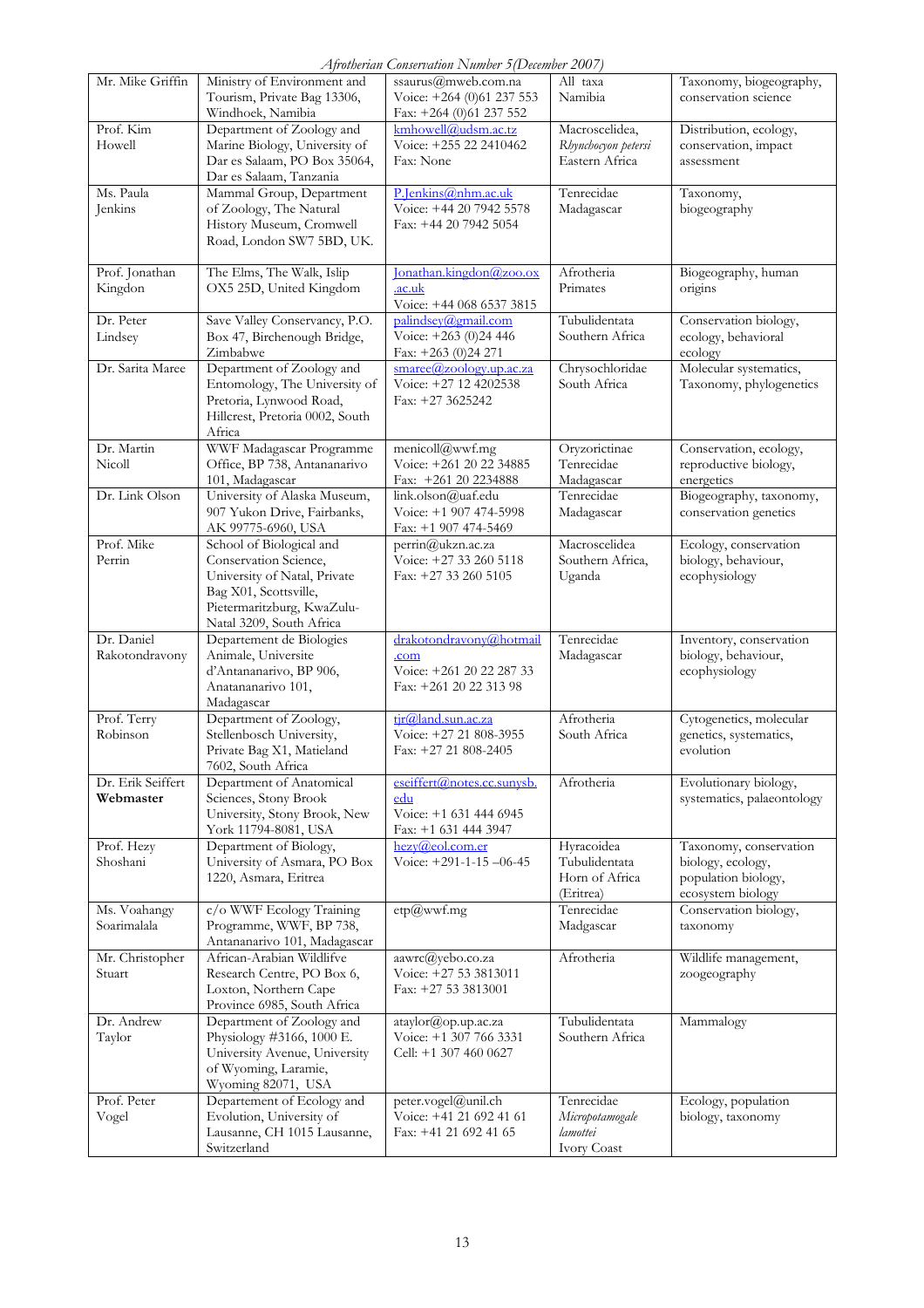| | | | | |
|---|---|---|---|---|
| Mr. Mike Griffin | Ministry of Environment and Tourism, Private Bag 13306, Windhoek, Namibia | ssaurus@mweb.com.na Voice: +264 (0)61 237 553 Fax: +264 (0)61 237 552 | All taxa Namibia | Taxonomy, biogeography, conservation science |
| Prof. Kim Howell | Department of Zoology and Marine Biology, University of Dar es Salaam, PO Box 35064, Dar es Salaam, Tanzania | kmhowell@udsm.ac.tz Voice: +255 22 2410462 Fax: None | Macroscelidea, *Rhynchocyon petersi* Eastern Africa | Distribution, ecology, conservation, impact assessment |
| Ms. Paula Jenkins | Mammal Group, Department of Zoology, The Natural History Museum, Cromwell Road, London SW7 5BD, UK. | P.Jenkins@nhm.ac.uk Voice: +44 20 7942 5578 Fax: +44 20 7942 5054 | Tenrecidae Madagascar | Taxonomy, biogeography |
| Prof. Jonathan Kingdon | The Elms, The Walk, Islip OX5 25D, United Kingdom | Jonathan.kingdon@zoo.ox.ac.uk Voice: +44 068 6537 3815 | Afrotheria Primates | Biogeography, human origins |
| Dr. Peter Lindsey | Save Valley Conservancy, P.O. Box 47, Birchenough Bridge, Zimbabwe | palindsey@gmail.com Voice: +263 (0)24 446 Fax: +263 (0)24 271 | Tubulidentata Southern Africa | Conservation biology, ecology, behavioral ecology |
| Dr. Sarita Maree | Department of Zoology and Entomology, The University of Pretoria, Lynwood Road, Hillcrest, Pretoria 0002, South Africa | smaree@zoology.up.ac.za Voice: +27 12 4202538 Fax: +27 3625242 | Chrysochloridae South Africa | Molecular systematics, Taxonomy, phylogenetics |
| Dr. Martin Nicoll | WWF Madagascar Programme Office, BP 738, Antananarivo 101, Madagascar | menicoll@wwf.mg Voice: +261 20 22 34885 Fax: +261 20 2234888 | Oryzorictinae Tenrecidae Madagascar | Conservation, ecology, reproductive biology, energetics |
| Dr. Link Olson | University of Alaska Museum, 907 Yukon Drive, Fairbanks, AK 99775-6960, USA | link.olson@uaf.edu Voice: +1 907 474-5998 Fax: +1 907 474-5469 | Tenrecidae Madagascar | Biogeography, taxonomy, conservation genetics |
| Prof. Mike Perrin | School of Biological and Conservation Science, University of Natal, Private Bag X01, Scottsville, Pietermaritzburg, KwaZulu-Natal 3209, South Africa | perrin@ukzn.ac.za Voice: +27 33 260 5118 Fax: +27 33 260 5105 | Macroscelidea Southern Africa, Uganda | Ecology, conservation biology, behaviour, ecophysiology |
| Dr. Daniel Rakotondravony | Departement de Biologies Animale, Universite d'Antananarivo, BP 906, Anatananarivo 101, Madagascar | drakotondravony@hotmail.com Voice: +261 20 22 287 33 Fax: +261 20 22 313 98 | Tenrecidae Madagascar | Inventory, conservation biology, behaviour, ecophysiology |
| Prof. Terry Robinson | Department of Zoology, Stellenbosch University, Private Bag X1, Matieland 7602, South Africa | tjr@land.sun.ac.za Voice: +27 21 808-3955 Fax: +27 21 808-2405 | Afrotheria South Africa | Cytogenetics, molecular genetics, systematics, evolution |
| Dr. Erik Seiffert **Webmaster** | Department of Anatomical Sciences, Stony Brook University, Stony Brook, New York 11794-8081, USA | eseiffert@notes.cc.sunysb.edu Voice: +1 631 444 6945 Fax: +1 631 444 3947 | Afrotheria | Evolutionary biology, systematics, palaeontology |
| Prof. Hezy Shoshani | Department of Biology, University of Asmara, PO Box 1220, Asmara, Eritrea | hezy@eol.com.er Voice: +291-1-15 –06-45 | Hyracoidea Tubulidentata Horn of Africa (Eritrea) | Taxonomy, conservation biology, ecology, population biology, ecosystem biology |
| Ms. Voahangy Soarimalala | c/o WWF Ecology Training Programme, WWF, BP 738, Antananarivo 101, Madagascar | etp@wwf.mg | Tenrecidae Madgascar | Conservation biology, taxonomy |
| Mr. Christopher Stuart | African-Arabian Wildlifve Research Centre, PO Box 6, Loxton, Northern Cape Province 6985, South Africa | aawrc@yebo.co.za Voice: +27 53 3813011 Fax: +27 53 3813001 | Afrotheria | Wildlife management, zoogeography |
| Dr. Andrew Taylor | Department of Zoology and Physiology #3166, 1000 E. University Avenue, University of Wyoming, Laramie, Wyoming 82071, USA | ataylor@op.up.ac.za Voice: +1 307 766 3331 Cell: +1 307 460 0627 | Tubulidentata Southern Africa | Mammalogy |
| Prof. Peter Vogel | Departement of Ecology and Evolution, University of Lausanne, CH 1015 Lausanne, Switzerland | peter.vogel@unil.ch Voice: +41 21 692 41 61 Fax: +41 21 692 41 65 | Tenrecidae *Micropotamogale lamottei* Ivory Coast | Ecology, population biology, taxonomy |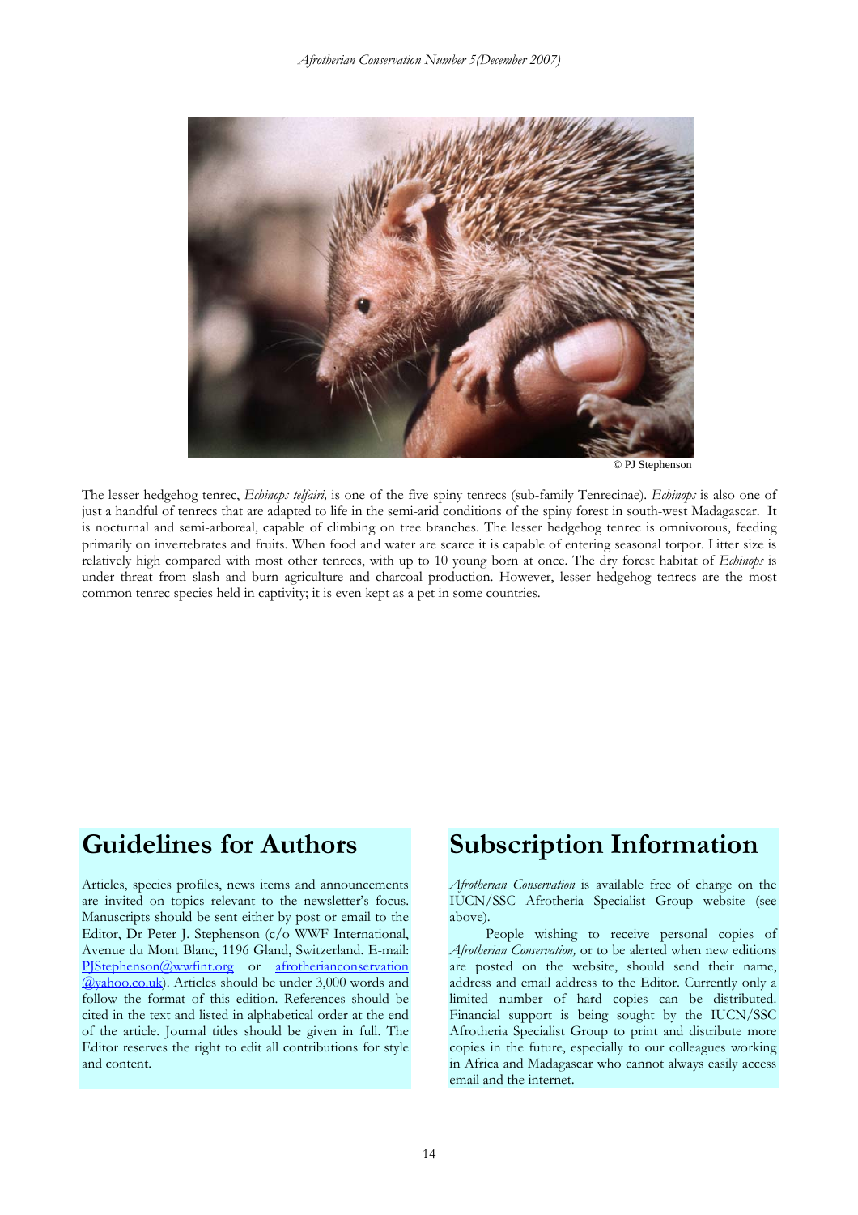© PJ Stephenson

The lesser hedgehog tenrec, *Echinops telfairi,* is one of the five spiny tenrecs (sub-family Tenrecinae). *Echinops* is also one of just a handful of tenrecs that are adapted to life in the semi-arid conditions of the spiny forest in south-west Madagascar. It is nocturnal and semi-arboreal, capable of climbing on tree branches. The lesser hedgehog tenrec is omnivorous, feeding primarily on invertebrates and fruits. When food and water are scarce it is capable of entering seasonal torpor. Litter size is relatively high compared with most other tenrecs, with up to 10 young born at once. The dry forest habitat of *Echinops* is under threat from slash and burn agriculture and charcoal production. However, lesser hedgehog tenrecs are the most common tenrec species held in captivity; it is even kept as a pet in some countries.

# Guidelines for Authors

Articles, species profiles, news items and announcements are invited on topics relevant to the newsletter's focus. Manuscripts should be sent either by post or email to the Editor, Dr Peter J. Stephenson (c/o WWF International, Avenue du Mont Blanc, 1196 Gland, Switzerland. E-mail: PJStephenson@wwfint.org or afrotherianconservation@yahoo.co.uk). Articles should be under 3,000 words and follow the format of this edition. References should be cited in the text and listed in alphabetical order at the end of the article. Journal titles should be given in full. The Editor reserves the right to edit all contributions for style and content.

# Subscription Information

*Afrotherian Conservation* is available free of charge on the IUCN/SSC Afrotheria Specialist Group website (see above).

People wishing to receive personal copies of *Afrotherian Conservation,* or to be alerted when new editions are posted on the website, should send their name, address and email address to the Editor. Currently only a limited number of hard copies can be distributed. Financial support is being sought by the IUCN/SSC Afrotheria Specialist Group to print and distribute more copies in the future, especially to our colleagues working in Africa and Madagascar who cannot always easily access email and the internet.